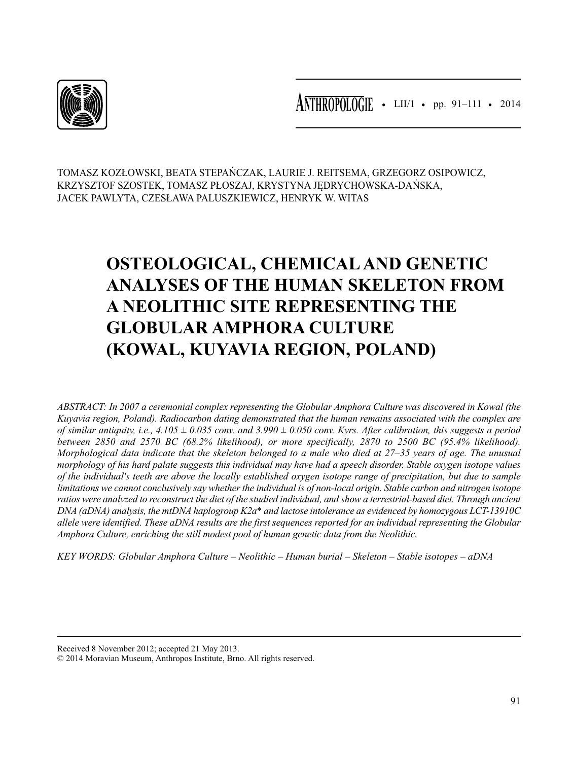TOMASZ KOZŁOWSKI, BEATA STEPAŃCZAK, LAURIE J. REITSEMA, GRZEGORZ OSIPOWICZ, KRZYSZTOF SZOSTEK, TOMASZ PŁOSZAJ, KRYSTYNA JĘDRYCHOWSKA-DAŃSKA, JACEK PAWLYTA, CZESŁAWA PALUSZKIEWICZ, HENRYK W. WITAS

# OSTEOLOGICAL, CHEMICAL AND GENETIC ANALYSES OF THE HUMAN SKELETON FROM A NEOLITHIC SITE REPRESENTING THE GLOBULAR AMPHORA CULTURE (KOWAL, KUYAVIA REGION, POLAND)

*ABSTRACT: In 2007 a ceremonial complex representing the Globular Amphora Culture was discovered in Kowal (the Kuyavia region, Poland). Radiocarbon dating demonstrated that the human remains associated with the complex are of similar antiquity, i.e., 4.105 ± 0.035 conv. and 3.990 ± 0.050 conv. Kyrs. After calibration, this suggests a period between 2850 and 2570 BC (68.2% likelihood), or more specifically, 2870 to 2500 BC (95.4% likelihood). Morphological data indicate that the skeleton belonged to a male who died at 27–35 years of age. The unusual morphology of his hard palate suggests this individual may have had a speech disorder. Stable oxygen isotope values of the individual's teeth are above the locally established oxygen isotope range of precipitation, but due to sample limitations we cannot conclusively say whether the individual is of non-local origin. Stable carbon and nitrogen isotope ratios were analyzed to reconstruct the diet of the studied individual, and show a terrestrial-based diet. Through ancient DNA (aDNA) analysis, the mtDNA haplogroup K2a* and lactose intolerance as evidenced by homozygous LCT-13910C allele were identified. These aDNA results are the first sequences reported for an individual representing the Globular Amphora Culture, enriching the still modest pool of human genetic data from the Neolithic.*

*KEY WORDS: Globular Amphora Culture – Neolithic – Human burial – Skeleton – Stable isotopes – aDNA*

Received 8 November 2012; accepted 21 May 2013.

© 2014 Moravian Museum, Anthropos Institute, Brno. All rights reserved.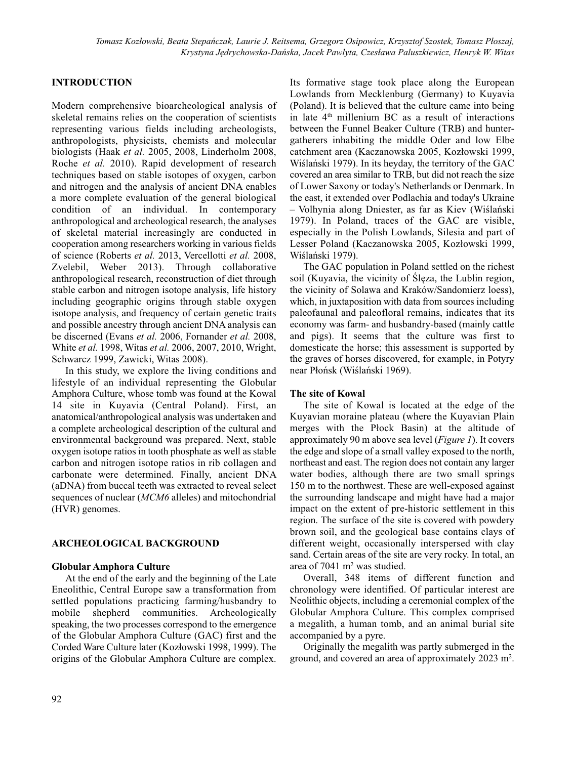## INTRODUCTION

Modern comprehensive bioarcheological analysis of skeletal remains relies on the cooperation of scientists representing various fields including archeologists, anthropologists, physicists, chemists and molecular biologists (Haak *et al.* 2005, 2008, Linderholm 2008, Roche *et al.* 2010). Rapid development of research techniques based on stable isotopes of oxygen, carbon and nitrogen and the analysis of ancient DNA enables a more complete evaluation of the general biological condition of an individual. In contemporary anthropological and archeological research, the analyses of skeletal material increasingly are conducted in cooperation among researchers working in various fields of science (Roberts *et al.* 2013, Vercellotti *et al.* 2008, Zvelebil, Weber 2013). Through collaborative anthropological research, reconstruction of diet through stable carbon and nitrogen isotope analysis, life history including geographic origins through stable oxygen isotope analysis, and frequency of certain genetic traits and possible ancestry through ancient DNA analysis can be discerned (Evans *et al.* 2006, Fornander *et al.* 2008, White *et al.* 1998, Witas *et al.* 2006, 2007, 2010, Wright, Schwarcz 1999, Zawicki, Witas 2008).

In this study, we explore the living conditions and lifestyle of an individual representing the Globular Amphora Culture, whose tomb was found at the Kowal 14 site in Kuyavia (Central Poland). First, an anatomical/anthropological analysis was undertaken and a complete archeological description of the cultural and environmental background was prepared. Next, stable oxygen isotope ratios in tooth phosphate as well as stable carbon and nitrogen isotope ratios in rib collagen and carbonate were determined. Finally, ancient DNA (aDNA) from buccal teeth was extracted to reveal select sequences of nuclear (*MCM6* alleles) and mitochondrial (HVR) genomes.

## ARCHEOLOGICAL BACKGROUND

### Globular Amphora Culture

At the end of the early and the beginning of the Late Eneolithic, Central Europe saw a transformation from settled populations practicing farming/husbandry to mobile shepherd communities. Archeologically speaking, the two processes correspond to the emergence of the Globular Amphora Culture (GAC) first and the Corded Ware Culture later (Kozłowski 1998, 1999). The origins of the Globular Amphora Culture are complex. Its formative stage took place along the European Lowlands from Mecklenburg (Germany) to Kuyavia (Poland). It is believed that the culture came into being in late 4th millennium BC as a result of interactions between the Funnel Beaker Culture (TRB) and hunter-gatherers inhabiting the middle Oder and low Elbe catchment area (Kaczanowska 2005, Kozłowski 1999, Wiślański 1979). In its heyday, the territory of the GAC covered an area similar to TRB, but did not reach the size of Lower Saxony or today's Netherlands or Denmark. In the east, it extended over Podlachia and today's Ukraine – Volhynia along Dniester, as far as Kiev (Wiślański 1979). In Poland, traces of the GAC are visible, especially in the Polish Lowlands, Silesia and part of Lesser Poland (Kaczanowska 2005, Kozłowski 1999, Wiślański 1979).

The GAC population in Poland settled on the richest soil (Kuyavia, the vicinity of Ślęza, the Lublin region, the vicinity of Solawa and Kraków/Sandomierz loess), which, in juxtaposition with data from sources including paleofaunal and paleofloral remains, indicates that its economy was farm- and husbandry-based (mainly cattle and pigs). It seems that the culture was first to domesticate the horse; this assessment is supported by the graves of horses discovered, for example, in Potyry near Płońsk (Wiślański 1969).

### The site of Kowal

The site of Kowal is located at the edge of the Kuyavian moraine plateau (where the Kuyavian Plain merges with the Płock Basin) at the altitude of approximately 90 m above sea level (*Figure 1*). It covers the edge and slope of a small valley exposed to the north, northeast and east. The region does not contain any larger water bodies, although there are two small springs 150 m to the northwest. These are well-exposed against the surrounding landscape and might have had a major impact on the extent of pre-historic settlement in this region. The surface of the site is covered with powdery brown soil, and the geological base contains clays of different weight, occasionally interspersed with clay sand. Certain areas of the site are very rocky. In total, an area of 7041 m$^2$ was studied.

Overall, 348 items of different function and chronology were identified. Of particular interest are Neolithic objects, including a ceremonial complex of the Globular Amphora Culture. This complex comprised a megalith, a human tomb, and an animal burial site accompanied by a pyre.

Originally the megalith was partly submerged in the ground, and covered an area of approximately 2023 m$^2$.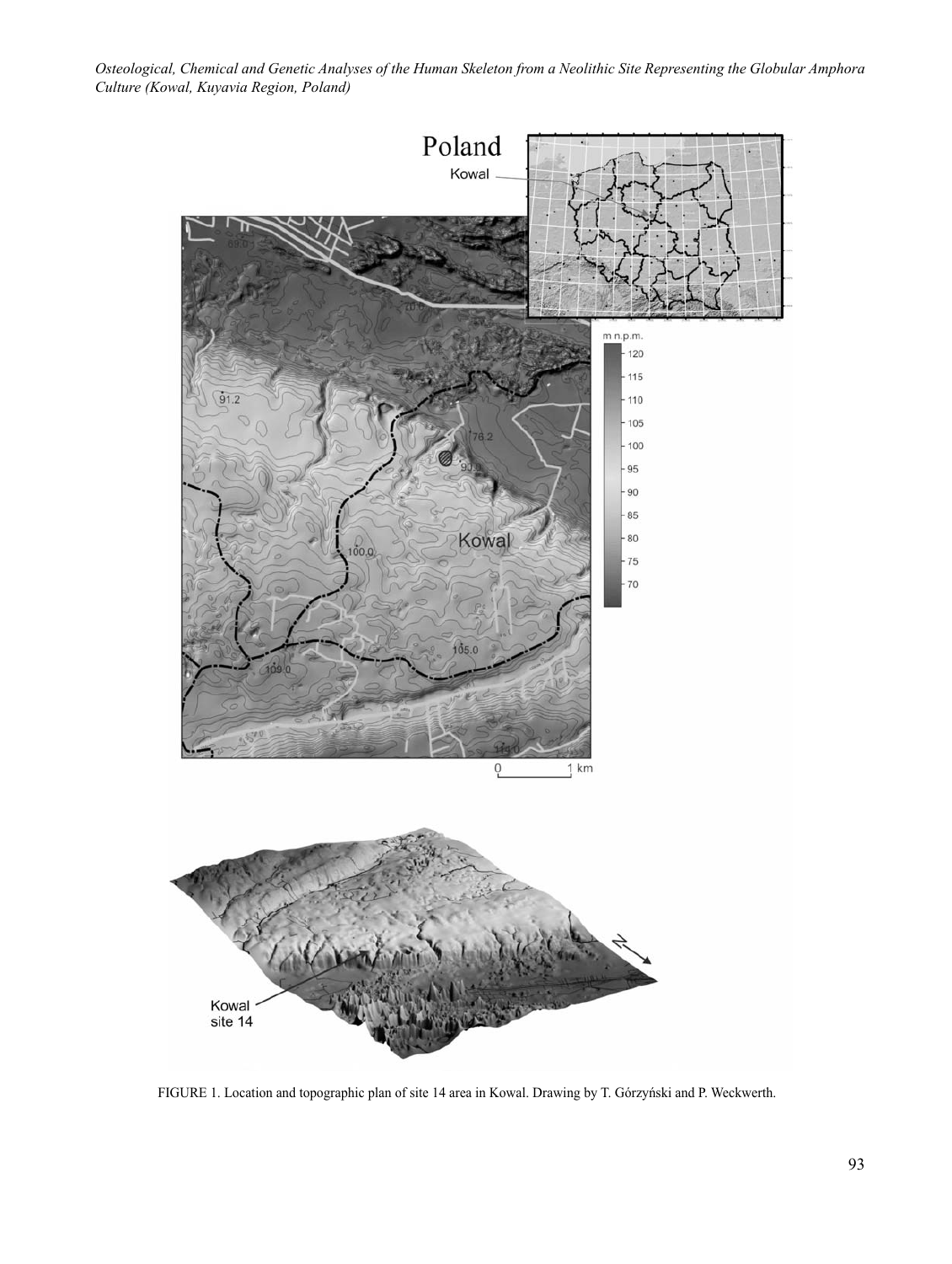FIGURE 1. Location and topographic plan of site 14 area in Kowal. Drawing by T. Górzyński and P. Weckwerth.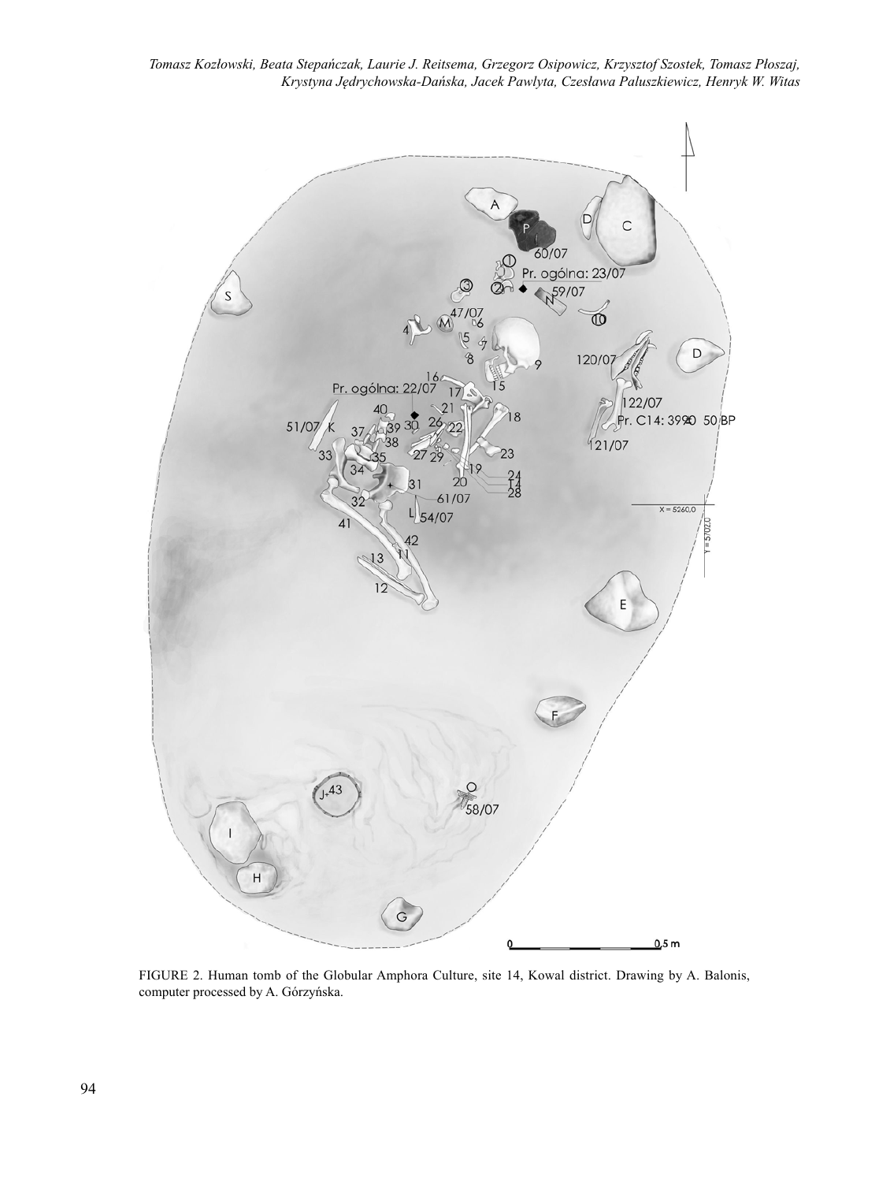FIGURE 2. Human tomb of the Globular Amphora Culture, site 14, Kowal district. Drawing by A. Balonis, computer processed by A. Górzyńska.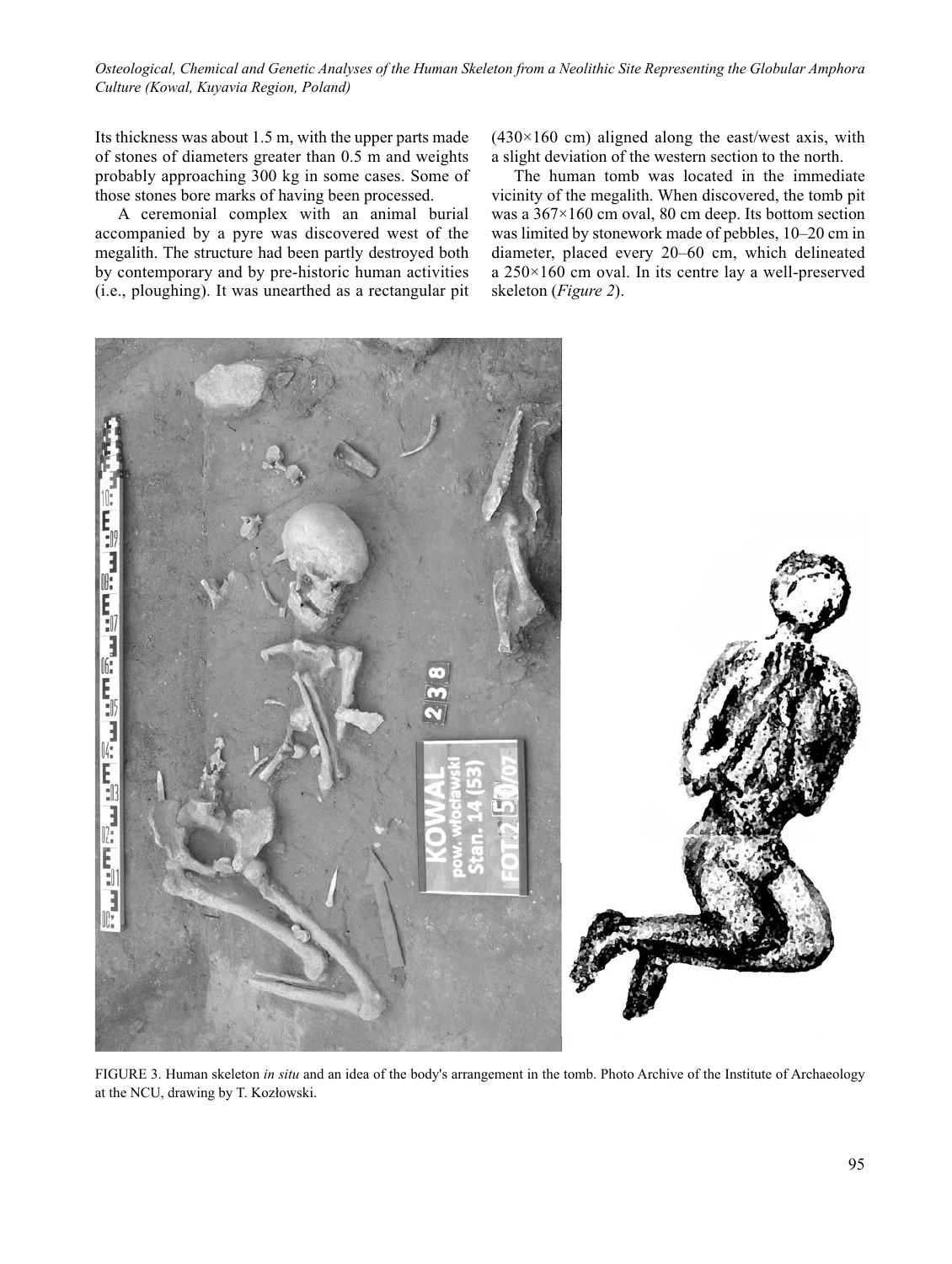Its thickness was about 1.5 m, with the upper parts made of stones of diameters greater than 0.5 m and weights probably approaching 300 kg in some cases. Some of those stones bore marks of having been processed.

A ceremonial complex with an animal burial accompanied by a pyre was discovered west of the megalith. The structure had been partly destroyed both by contemporary and by pre-historic human activities (i.e., ploughing). It was unearthed as a rectangular pit (430×160 cm) aligned along the east/west axis, with a slight deviation of the western section to the north.

The human tomb was located in the immediate vicinity of the megalith. When discovered, the tomb pit was a 367×160 cm oval, 80 cm deep. Its bottom section was limited by stonework made of pebbles, 10–20 cm in diameter, placed every 20–60 cm, which delineated a 250×160 cm oval. In its centre lay a well-preserved skeleton (*Figure 2*).

FIGURE 3. Human skeleton *in situ* and an idea of the body's arrangement in the tomb. Photo Archive of the Institute of Archaeology at the NCU, drawing by T. Kozłowski.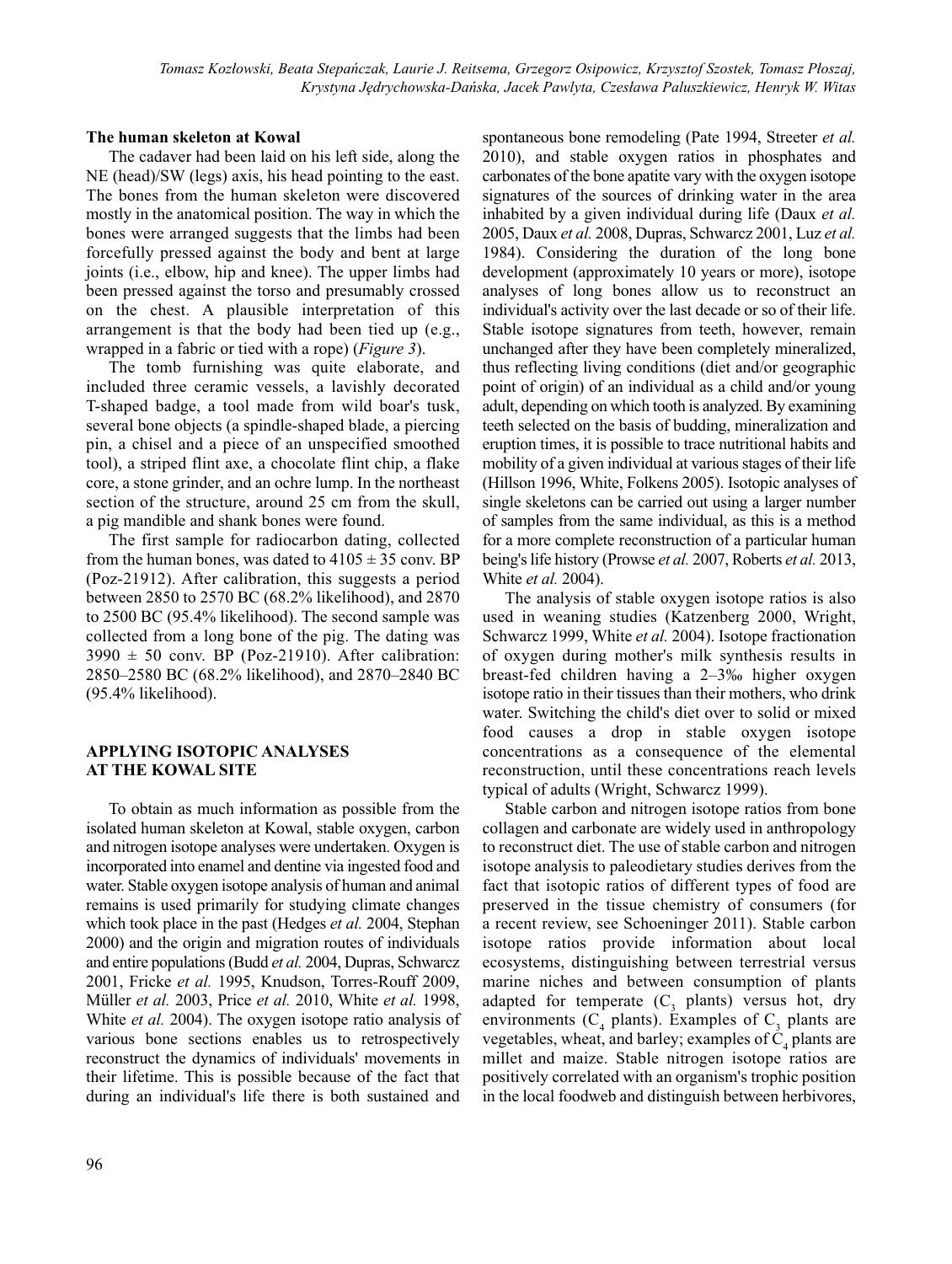**The human skeleton at Kowal**

The cadaver had been laid on his left side, along the NE (head)/SW (legs) axis, his head pointing to the east. The bones from the human skeleton were discovered mostly in the anatomical position. The way in which the bones were arranged suggests that the limbs had been forcefully pressed against the body and bent at large joints (i.e., elbow, hip and knee). The upper limbs had been pressed against the torso and presumably crossed on the chest. A plausible interpretation of this arrangement is that the body had been tied up (e.g., wrapped in a fabric or tied with a rope) (*Figure 3*).

The tomb furnishing was quite elaborate, and included three ceramic vessels, a lavishly decorated T-shaped badge, a tool made from wild boar's tusk, several bone objects (a spindle-shaped blade, a piercing pin, a chisel and a piece of an unspecified smoothed tool), a striped flint axe, a chocolate flint chip, a flake core, a stone grinder, and an ochre lump. In the northeast section of the structure, around 25 cm from the skull, a pig mandible and shank bones were found.

The first sample for radiocarbon dating, collected from the human bones, was dated to 4105 ± 35 conv. BP (Poz-21912). After calibration, this suggests a period between 2850 to 2570 BC (68.2% likelihood), and 2870 to 2500 BC (95.4% likelihood). The second sample was collected from a long bone of the pig. The dating was 3990 ± 50 conv. BP (Poz-21910). After calibration: 2850–2580 BC (68.2% likelihood), and 2870–2840 BC (95.4% likelihood).

## APPLYING ISOTOPIC ANALYSES AT THE KOWAL SITE

To obtain as much information as possible from the isolated human skeleton at Kowal, stable oxygen, carbon and nitrogen isotope analyses were undertaken. Oxygen is incorporated into enamel and dentine via ingested food and water. Stable oxygen isotope analysis of human and animal remains is used primarily for studying climate changes which took place in the past (Hedges *et al.* 2004, Stephan 2000) and the origin and migration routes of individuals and entire populations (Budd *et al.* 2004, Dupras, Schwarcz 2001, Fricke *et al.* 1995, Knudson, Torres-Rouff 2009, Müller *et al.* 2003, Price *et al.* 2010, White *et al.* 1998, White *et al.* 2004). The oxygen isotope ratio analysis of various bone sections enables us to retrospectively reconstruct the dynamics of individuals' movements in their lifetime. This is possible because of the fact that during an individual's life there is both sustained and spontaneous bone remodeling (Pate 1994, Streeter *et al.* 2010), and stable oxygen ratios in phosphates and carbonates of the bone apatite vary with the oxygen isotope signatures of the sources of drinking water in the area inhabited by a given individual during life (Daux *et al.* 2005, Daux *et al.* 2008, Dupras, Schwarcz 2001, Luz *et al.* 1984). Considering the duration of the long bone development (approximately 10 years or more), isotope analyses of long bones allow us to reconstruct an individual's activity over the last decade or so of their life. Stable isotope signatures from teeth, however, remain unchanged after they have been completely mineralized, thus reflecting living conditions (diet and/or geographic point of origin) of an individual as a child and/or young adult, depending on which tooth is analyzed. By examining teeth selected on the basis of budding, mineralization and eruption times, it is possible to trace nutritional habits and mobility of a given individual at various stages of their life (Hillson 1996, White, Folkens 2005). Isotopic analyses of single skeletons can be carried out using a larger number of samples from the same individual, as this is a method for a more complete reconstruction of a particular human being's life history (Prowse *et al.* 2007, Roberts *et al.* 2013, White *et al.* 2004).

The analysis of stable oxygen isotope ratios is also used in weaning studies (Katzenberg 2000, Wright, Schwarcz 1999, White *et al.* 2004). Isotope fractionation of oxygen during mother's milk synthesis results in breast-fed children having a 2–3‰ higher oxygen isotope ratio in their tissues than their mothers, who drink water. Switching the child's diet over to solid or mixed food causes a drop in stable oxygen isotope concentrations as a consequence of the elemental reconstruction, until these concentrations reach levels typical of adults (Wright, Schwarcz 1999).

Stable carbon and nitrogen isotope ratios from bone collagen and carbonate are widely used in anthropology to reconstruct diet. The use of stable carbon and nitrogen isotope analysis to paleodietary studies derives from the fact that isotopic ratios of different types of food are preserved in the tissue chemistry of consumers (for a recent review, see Schoeninger 2011). Stable carbon isotope ratios provide information about local ecosystems, distinguishing between terrestrial versus marine niches and between consumption of plants adapted for temperate ($C_3$ plants) versus hot, dry environments ($C_4$ plants). Examples of $C_3$ plants are vegetables, wheat, and barley; examples of $C_4$ plants are millet and maize. Stable nitrogen isotope ratios are positively correlated with an organism's trophic position in the local foodweb and distinguish between herbivores,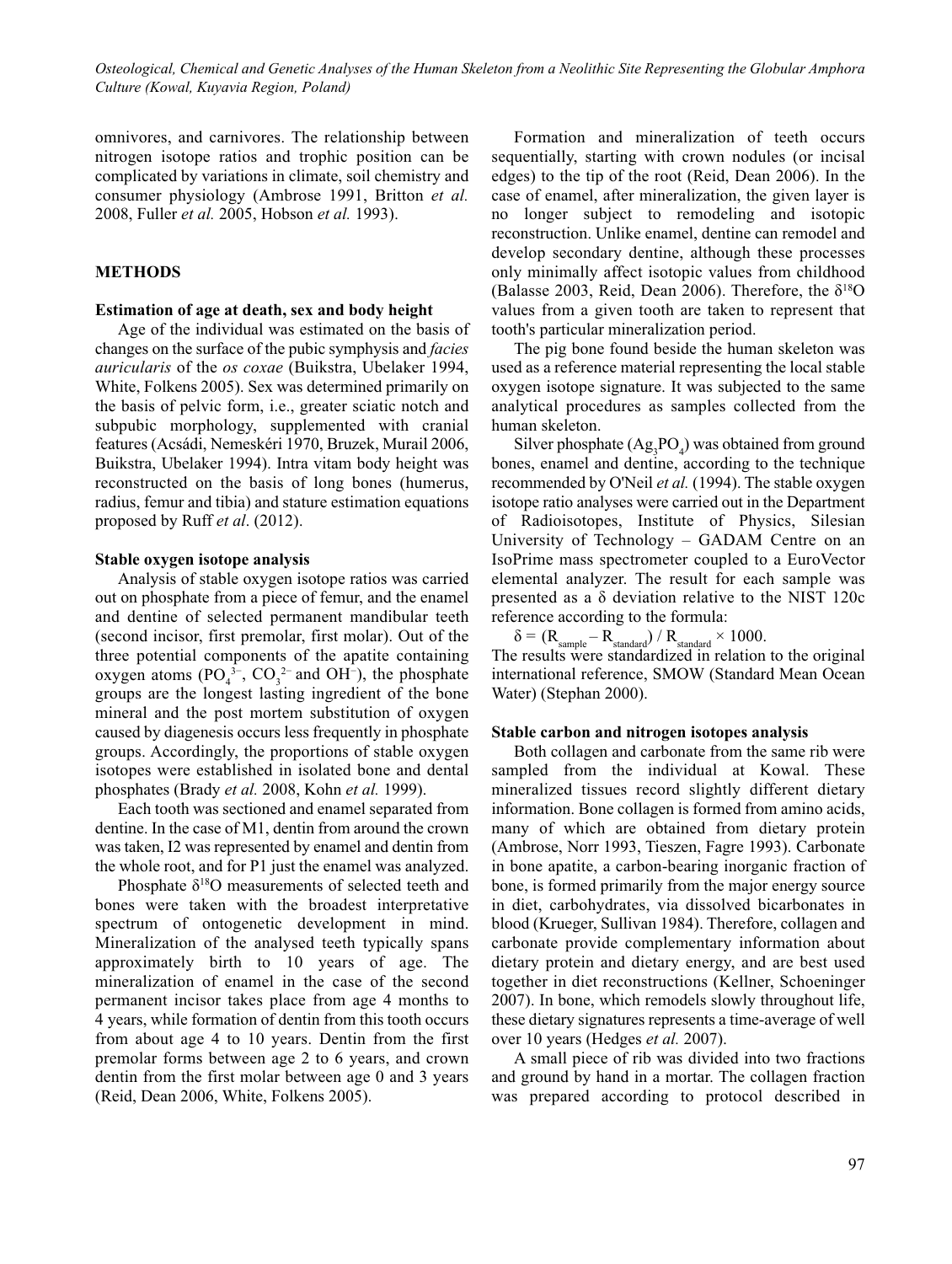omnivores, and carnivores. The relationship between nitrogen isotope ratios and trophic position can be complicated by variations in climate, soil chemistry and consumer physiology (Ambrose 1991, Britton *et al.* 2008, Fuller *et al.* 2005, Hobson *et al.* 1993).

## METHODS

### Estimation of age at death, sex and body height

Age of the individual was estimated on the basis of changes on the surface of the pubic symphysis and *facies auricularis* of the *os coxae* (Buikstra, Ubelaker 1994, White, Folkens 2005). Sex was determined primarily on the basis of pelvic form, i.e., greater sciatic notch and subpubic morphology, supplemented with cranial features (Acsádi, Nemeskéri 1970, Bruzek, Murail 2006, Buikstra, Ubelaker 1994). Intra vitam body height was reconstructed on the basis of long bones (humerus, radius, femur and tibia) and stature estimation equations proposed by Ruff *et al*. (2012).

### Stable oxygen isotope analysis

Analysis of stable oxygen isotope ratios was carried out on phosphate from a piece of femur, and the enamel and dentine of selected permanent mandibular teeth (second incisor, first premolar, first molar). Out of the three potential components of the apatite containing oxygen atoms ($PO_4^{3-}$, $CO_3^{2-}$ and $OH^-$), the phosphate groups are the longest lasting ingredient of the bone mineral and the post mortem substitution of oxygen caused by diagenesis occurs less frequently in phosphate groups. Accordingly, the proportions of stable oxygen isotopes were established in isolated bone and dental phosphates (Brady *et al.* 2008, Kohn *et al.* 1999).

Each tooth was sectioned and enamel separated from dentine. In the case of M1, dentin from around the crown was taken, I2 was represented by enamel and dentin from the whole root, and for P1 just the enamel was analyzed.

Phosphate $\delta^{18}O$ measurements of selected teeth and bones were taken with the broadest interpretative spectrum of ontogenetic development in mind. Mineralization of the analysed teeth typically spans approximately birth to 10 years of age. The mineralization of enamel in the case of the second permanent incisor takes place from age 4 months to 4 years, while formation of dentin from this tooth occurs from about age 4 to 10 years. Dentin from the first premolar forms between age 2 to 6 years, and crown dentin from the first molar between age 0 and 3 years (Reid, Dean 2006, White, Folkens 2005).

Formation and mineralization of teeth occurs sequentially, starting with crown nodules (or incisal edges) to the tip of the root (Reid, Dean 2006). In the case of enamel, after mineralization, the given layer is no longer subject to remodeling and isotopic reconstruction. Unlike enamel, dentine can remodel and develop secondary dentine, although these processes only minimally affect isotopic values from childhood (Balasse 2003, Reid, Dean 2006). Therefore, the $\delta^{18}O$ values from a given tooth are taken to represent that tooth's particular mineralization period.

The pig bone found beside the human skeleton was used as a reference material representing the local stable oxygen isotope signature. It was subjected to the same analytical procedures as samples collected from the human skeleton.

Silver phosphate ($Ag_3PO_4$) was obtained from ground bones, enamel and dentine, according to the technique recommended by O'Neil *et al.* (1994). The stable oxygen isotope ratio analyses were carried out in the Department of Radioisotopes, Institute of Physics, Silesian University of Technology – GADAM Centre on an IsoPrime mass spectrometer coupled to a EuroVector elemental analyzer. The result for each sample was presented as a δ deviation relative to the NIST 120c reference according to the formula:

$$\delta = (R_{sample} - R_{standard}) / R_{standard} \times 1000.$$

The results were standardized in relation to the original international reference, SMOW (Standard Mean Ocean Water) (Stephan 2000).

### Stable carbon and nitrogen isotopes analysis

Both collagen and carbonate from the same rib were sampled from the individual at Kowal. These mineralized tissues record slightly different dietary information. Bone collagen is formed from amino acids, many of which are obtained from dietary protein (Ambrose, Norr 1993, Tieszen, Fagre 1993). Carbonate in bone apatite, a carbon-bearing inorganic fraction of bone, is formed primarily from the major energy source in diet, carbohydrates, via dissolved bicarbonates in blood (Krueger, Sullivan 1984). Therefore, collagen and carbonate provide complementary information about dietary protein and dietary energy, and are best used together in diet reconstructions (Kellner, Schoeninger 2007). In bone, which remodels slowly throughout life, these dietary signatures represents a time-average of well over 10 years (Hedges *et al.* 2007).

A small piece of rib was divided into two fractions and ground by hand in a mortar. The collagen fraction was prepared according to protocol described in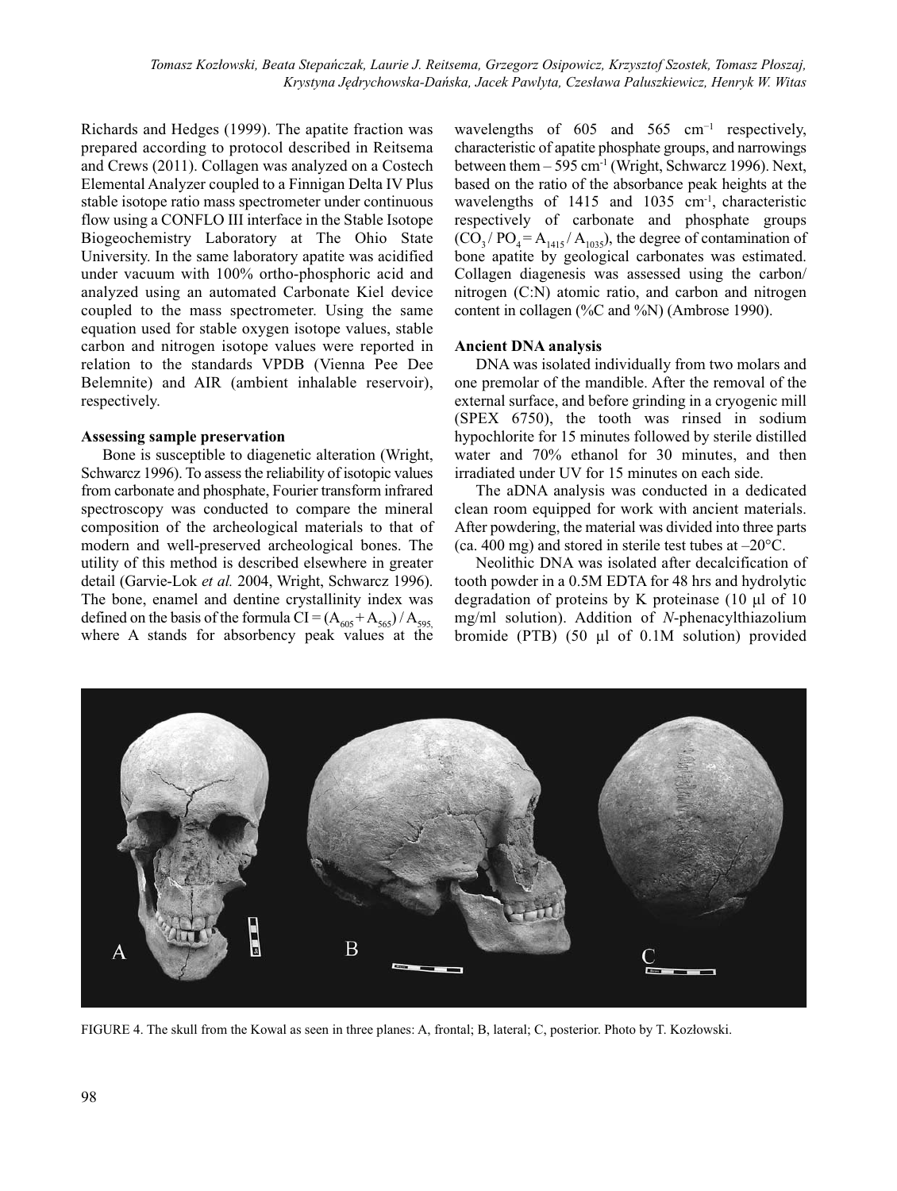Richards and Hedges (1999). The apatite fraction was prepared according to protocol described in Reitsema and Crews (2011). Collagen was analyzed on a Costech Elemental Analyzer coupled to a Finnigan Delta IV Plus stable isotope ratio mass spectrometer under continuous flow using a CONFLO III interface in the Stable Isotope Biogeochemistry Laboratory at The Ohio State University. In the same laboratory apatite was acidified under vacuum with 100% ortho-phosphoric acid and analyzed using an automated Carbonate Kiel device coupled to the mass spectrometer. Using the same equation used for stable oxygen isotope values, stable carbon and nitrogen isotope values were reported in relation to the standards VPDB (Vienna Pee Dee Belemnite) and AIR (ambient inhalable reservoir), respectively.

### Assessing sample preservation

Bone is susceptible to diagenetic alteration (Wright, Schwarcz 1996). To assess the reliability of isotopic values from carbonate and phosphate, Fourier transform infrared spectroscopy was conducted to compare the mineral composition of the archeological materials to that of modern and well-preserved archeological bones. The utility of this method is described elsewhere in greater detail (Garvie-Lok *et al.* 2004, Wright, Schwarcz 1996). The bone, enamel and dentine crystallinity index was defined on the basis of the formula $CI = (A_{605} + A_{565}) / A_{595}$, where A stands for absorbency peak values at the wavelengths of 605 and 565 $cm^{-1}$ respectively, characteristic of apatite phosphate groups, and narrowings between them – 595 $cm^{-1}$ (Wright, Schwarcz 1996). Next, based on the ratio of the absorbance peak heights at the wavelengths of 1415 and 1035 $cm^{-1}$, characteristic respectively of carbonate and phosphate groups ($CO_3 / PO_4 = A_{1415} / A_{1035}$), the degree of contamination of bone apatite by geological carbonates was estimated. Collagen diagenesis was assessed using the carbon/nitrogen (C:N) atomic ratio, and carbon and nitrogen content in collagen (%C and %N) (Ambrose 1990).

### Ancient DNA analysis

DNA was isolated individually from two molars and one premolar of the mandible. After the removal of the external surface, and before grinding in a cryogenic mill (SPEX 6750), the tooth was rinsed in sodium hypochlorite for 15 minutes followed by sterile distilled water and 70% ethanol for 30 minutes, and then irradiated under UV for 15 minutes on each side.

The aDNA analysis was conducted in a dedicated clean room equipped for work with ancient materials. After powdering, the material was divided into three parts (ca. 400 mg) and stored in sterile test tubes at –20°C.

Neolithic DNA was isolated after decalcification of tooth powder in a 0.5M EDTA for 48 hrs and hydrolytic degradation of proteins by K proteinase (10 μl of 10 mg/ml solution). Addition of *N*-phenacylthiazolium bromide (PTB) (50 μl of 0.1M solution) provided

FIGURE 4. The skull from the Kowal as seen in three planes: A, frontal; B, lateral; C, posterior. Photo by T. Kozłowski.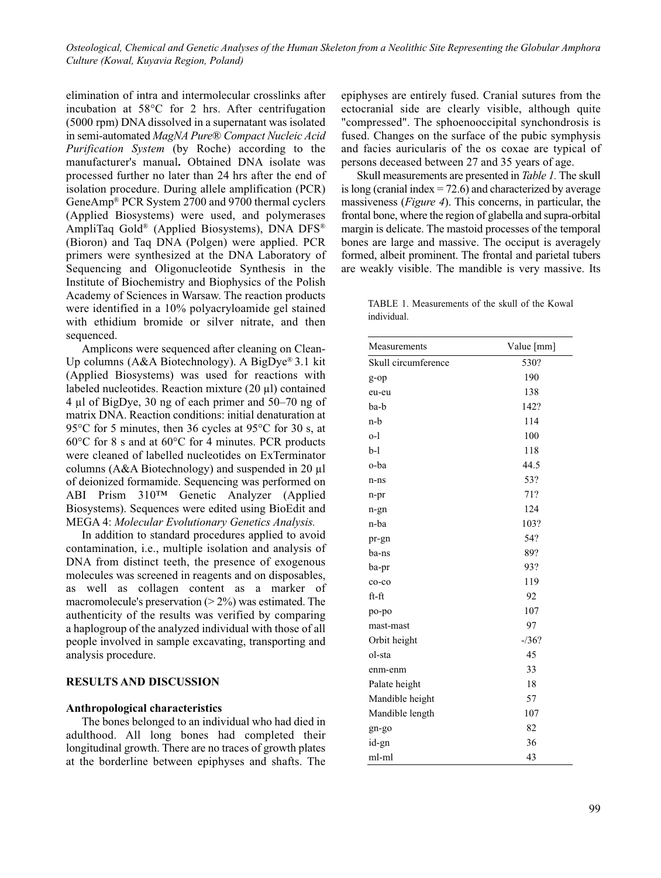elimination of intra and intermolecular crosslinks after incubation at 58°C for 2 hrs. After centrifugation (5000 rpm) DNA dissolved in a supernatant was isolated in semi-automated *MagNA Pure® Compact Nucleic Acid Purification System* (by Roche) according to the manufacturer's manual**.** Obtained DNA isolate was processed further no later than 24 hrs after the end of isolation procedure. During allele amplification (PCR) GeneAmp® PCR System 2700 and 9700 thermal cyclers (Applied Biosystems) were used, and polymerases AmpliTaq Gold® (Applied Biosystems), DNA DFS® (Bioron) and Taq DNA (Polgen) were applied. PCR primers were synthesized at the DNA Laboratory of Sequencing and Oligonucleotide Synthesis in the Institute of Biochemistry and Biophysics of the Polish Academy of Sciences in Warsaw. The reaction products were identified in a 10% polyacryloamide gel stained with ethidium bromide or silver nitrate, and then sequenced.

Amplicons were sequenced after cleaning on Clean-Up columns (A&A Biotechnology). A BigDye® 3.1 kit (Applied Biosystems) was used for reactions with labeled nucleotides. Reaction mixture (20 μl) contained 4 μl of BigDye, 30 ng of each primer and 50–70 ng of matrix DNA. Reaction conditions: initial denaturation at 95°C for 5 minutes, then 36 cycles at 95°C for 30 s, at 60°C for 8 s and at 60°C for 4 minutes. PCR products were cleaned of labelled nucleotides on ExTerminator columns (A&A Biotechnology) and suspended in 20 μl of deionized formamide. Sequencing was performed on ABI Prism 310™ Genetic Analyzer (Applied Biosystems). Sequences were edited using BioEdit and MEGA 4: *Molecular Evolutionary Genetics Analysis.*

In addition to standard procedures applied to avoid contamination, i.e., multiple isolation and analysis of DNA from distinct teeth, the presence of exogenous molecules was screened in reagents and on disposables, as well as collagen content as a marker of macromolecule's preservation (> 2%) was estimated. The authenticity of the results was verified by comparing a haplogroup of the analyzed individual with those of all people involved in sample excavating, transporting and analysis procedure.

## RESULTS AND DISCUSSION

### Anthropological characteristics

The bones belonged to an individual who had died in adulthood. All long bones had completed their longitudinal growth. There are no traces of growth plates at the borderline between epiphyses and shafts. The epiphyses are entirely fused. Cranial sutures from the ectocranial side are clearly visible, although quite "compressed". The sphoenooccipital synchondrosis is fused. Changes on the surface of the pubic symphysis and facies auricularis of the os coxae are typical of persons deceased between 27 and 35 years of age.

Skull measurements are presented in *Table 1.* The skull is long (cranial index = 72.6) and characterized by average massiveness (*Figure 4*). This concerns, in particular, the frontal bone, where the region of glabella and supra-orbital margin is delicate. The mastoid processes of the temporal bones are large and massive. The occiput is averagely formed, albeit prominent. The frontal and parietal tubers are weakly visible. The mandible is very massive. Its

TABLE 1. Measurements of the skull of the Kowal individual.

| Measurements | Value [mm] |
|---|---|
| Skull circumference | 530? |
| g-op | 190 |
| eu-eu | 138 |
| ba-b | 142? |
| n-b | 114 |
| o-l | 100 |
| b-l | 118 |
| o-ba | 44.5 |
| n-ns | 53? |
| n-pr | 71? |
| n-gn | 124 |
| n-ba | 103? |
| pr-gn | 54? |
| ba-ns | 89? |
| ba-pr | 93? |
| co-co | 119 |
| ft-ft | 92 |
| po-po | 107 |
| mast-mast | 97 |
| Orbit height | -/36? |
| ol-sta | 45 |
| enm-enm | 33 |
| Palate height | 18 |
| Mandible height | 57 |
| Mandible length | 107 |
| gn-go | 82 |
| id-gn | 36 |
| ml-ml | 43 |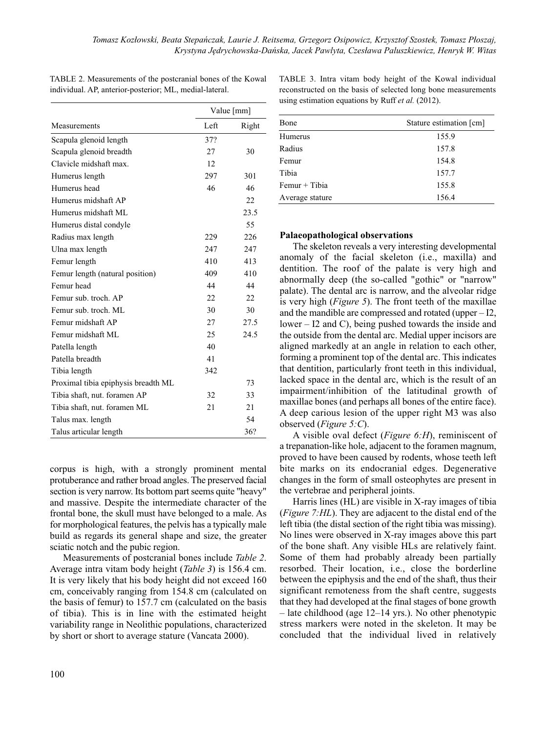TABLE 2. Measurements of the postcranial bones of the Kowal individual. AP, anterior-posterior; ML, medial-lateral.

| Measurements | Value [mm] Left | Right |
|---|---|---|
| Scapula glenoid length | 37? | |
| Scapula glenoid breadth | 27 | 30 |
| Clavicle midshaft max. | 12 | |
| Humerus length | 297 | 301 |
| Humerus head | 46 | 46 |
| Humerus midshaft AP | | 22 |
| Humerus midshaft ML | | 23.5 |
| Humerus distal condyle | | 55 |
| Radius max length | 229 | 226 |
| Ulna max length | 247 | 247 |
| Femur length | 410 | 413 |
| Femur length (natural position) | 409 | 410 |
| Femur head | 44 | 44 |
| Femur sub. troch. AP | 22 | 22 |
| Femur sub. troch. ML | 30 | 30 |
| Femur midshaft AP | 27 | 27.5 |
| Femur midshaft ML | 25 | 24.5 |
| Patella length | 40 | |
| Patella breadth | 41 | |
| Tibia length | 342 | |
| Proximal tibia epiphysis breadth ML | | 73 |
| Tibia shaft, nut. foramen AP | 32 | 33 |
| Tibia shaft, nut. foramen ML | 21 | 21 |
| Talus max. length | | 54 |
| Talus articular length | | 36? |

corpus is high, with a strongly prominent mental protuberance and rather broad angles. The preserved facial section is very narrow. Its bottom part seems quite "heavy" and massive. Despite the intermediate character of the frontal bone, the skull must have belonged to a male. As for morphological features, the pelvis has a typically male build as regards its general shape and size, the greater sciatic notch and the pubic region.

Measurements of postcranial bones include *Table 2*. Average intra vitam body height (*Table 3*) is 156.4 cm. It is very likely that his body height did not exceed 160 cm, conceivably ranging from 154.8 cm (calculated on the basis of femur) to 157.7 cm (calculated on the basis of tibia). This is in line with the estimated height variability range in Neolithic populations, characterized by short or short to average stature (Vancata 2000).

TABLE 3. Intra vitam body height of the Kowal individual reconstructed on the basis of selected long bone measurements using estimation equations by Ruff *et al.* (2012).

| Bone | Stature estimation [cm] |
|---|---|
| Humerus | 155.9 |
| Radius | 157.8 |
| Femur | 154.8 |
| Tibia | 157.7 |
| Femur + Tibia | 155.8 |
| Average stature | 156.4 |

**Palaeopathological observations**

The skeleton reveals a very interesting developmental anomaly of the facial skeleton (i.e., maxilla) and dentition. The roof of the palate is very high and abnormally deep (the so-called "gothic" or "narrow" palate). The dental arc is narrow, and the alveolar ridge is very high (*Figure 5*). The front teeth of the maxillae and the mandible are compressed and rotated (upper – I2, lower – I2 and C), being pushed towards the inside and the outside from the dental arc. Medial upper incisors are aligned markedly at an angle in relation to each other, forming a prominent top of the dental arc. This indicates that dentition, particularly front teeth in this individual, lacked space in the dental arc, which is the result of an impairment/inhibition of the latitudinal growth of maxillae bones (and perhaps all bones of the entire face). A deep carious lesion of the upper right M3 was also observed (*Figure 5:C*).

A visible oval defect (*Figure 6:H*), reminiscent of a trepanation-like hole, adjacent to the foramen magnum, proved to have been caused by rodents, whose teeth left bite marks on its endocranial edges. Degenerative changes in the form of small osteophytes are present in the vertebrae and peripheral joints.

Harris lines (HL) are visible in X-ray images of tibia (*Figure 7:HL*). They are adjacent to the distal end of the left tibia (the distal section of the right tibia was missing). No lines were observed in X-ray images above this part of the bone shaft. Any visible HLs are relatively faint. Some of them had probably already been partially resorbed. Their location, i.e., close the borderline between the epiphysis and the end of the shaft, thus their significant remoteness from the shaft centre, suggests that they had developed at the final stages of bone growth – late childhood (age 12–14 yrs.). No other phenotypic stress markers were noted in the skeleton. It may be concluded that the individual lived in relatively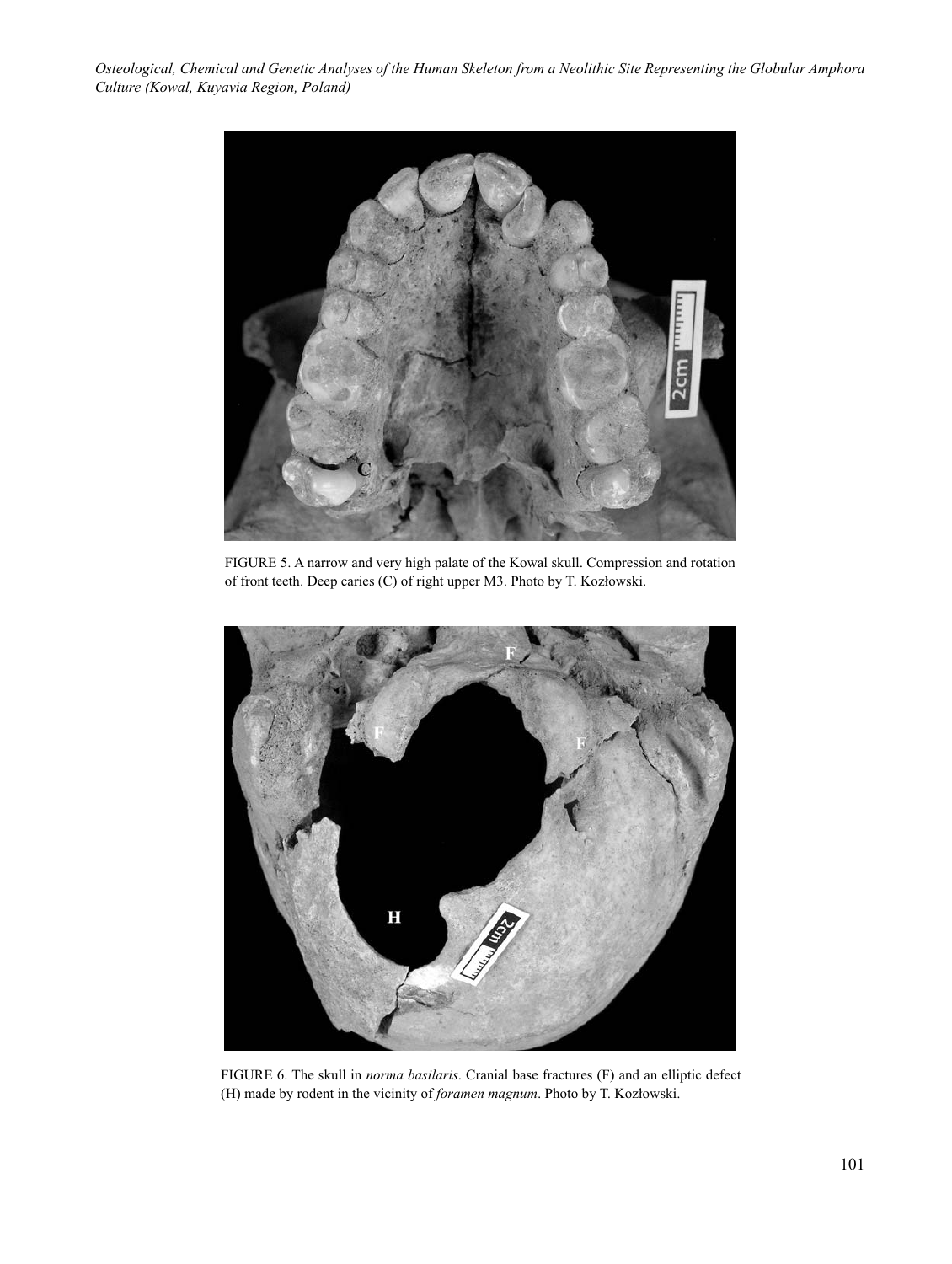FIGURE 5. A narrow and very high palate of the Kowal skull. Compression and rotation of front teeth. Deep caries (C) of right upper M3. Photo by T. Kozłowski.

FIGURE 6. The skull in *norma basilaris*. Cranial base fractures (F) and an elliptic defect (H) made by rodent in the vicinity of *foramen magnum*. Photo by T. Kozłowski.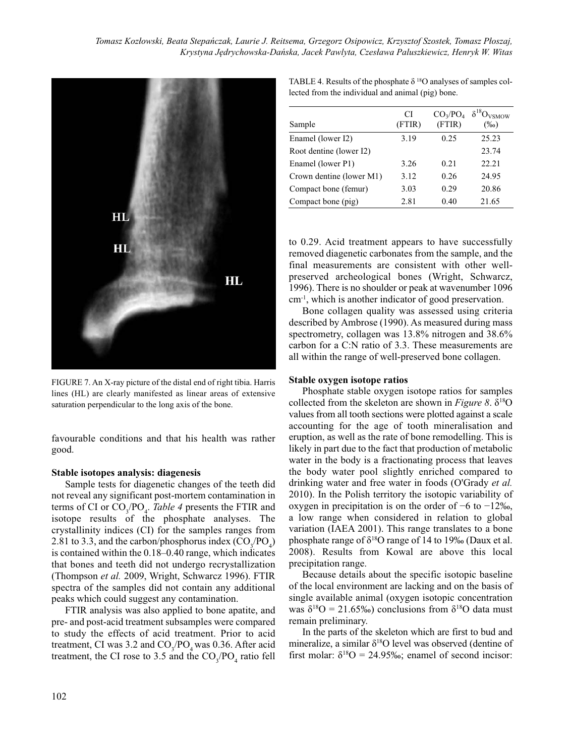FIGURE 7. An X-ray picture of the distal end of right tibia. Harris lines (HL) are clearly manifested as linear areas of extensive saturation perpendicular to the long axis of the bone.

favourable conditions and that his health was rather good.

**Stable isotopes analysis: diagenesis**

Sample tests for diagenetic changes of the teeth did not reveal any significant post-mortem contamination in terms of CI or $CO_3/PO_4$. *Table 4* presents the FTIR and isotope results of the phosphate analyses. The crystallinity indices (CI) for the samples ranges from 2.81 to 3.3, and the carbon/phosphorus index ($CO_3/PO_4$) is contained within the 0.18–0.40 range, which indicates that bones and teeth did not undergo recrystallization (Thompson *et al.* 2009, Wright, Schwarcz 1996). FTIR spectra of the samples did not contain any additional peaks which could suggest any contamination.

FTIR analysis was also applied to bone apatite, and pre- and post-acid treatment subsamples were compared to study the effects of acid treatment. Prior to acid treatment, CI was 3.2 and $CO_3/PO_4$ was 0.36. After acid treatment, the CI rose to 3.5 and the $CO_3/PO_4$ ratio fell to 0.29. Acid treatment appears to have successfully removed diagenetic carbonates from the sample, and the final measurements are consistent with other well-preserved archeological bones (Wright, Schwarcz, 1996). There is no shoulder or peak at wavenumber 1096 $cm^{-1}$, which is another indicator of good preservation.

Bone collagen quality was assessed using criteria described by Ambrose (1990). As measured during mass spectrometry, collagen was 13.8% nitrogen and 38.6% carbon for a C:N ratio of 3.3. These measurements are all within the range of well-preserved bone collagen.

TABLE 4. Results of the phosphate $\delta^{18}O$ analyses of samples collected from the individual and animal (pig) bone.

| Sample | CI (FTIR) | $CO_3/PO_4$ (FTIR) | $\delta^{18}O_{VSMOW}$ (‰) |
|---|---|---|---|
| Enamel (lower I2) | 3.19 | 0.25 | 25.23 |
| Root dentine (lower I2) | | | 23.74 |
| Enamel (lower P1) | 3.26 | 0.21 | 22.21 |
| Crown dentine (lower M1) | 3.12 | 0.26 | 24.95 |
| Compact bone (femur) | 3.03 | 0.29 | 20.86 |
| Compact bone (pig) | 2.81 | 0.40 | 21.65 |

**Stable oxygen isotope ratios**

Phosphate stable oxygen isotope ratios for samples collected from the skeleton are shown in *Figure 8*. $\delta^{18}O$ values from all tooth sections were plotted against a scale accounting for the age of tooth mineralisation and eruption, as well as the rate of bone remodelling. This is likely in part due to the fact that production of metabolic water in the body is a fractionating process that leaves the body water pool slightly enriched compared to drinking water and free water in foods (O'Grady *et al.* 2010). In the Polish territory the isotopic variability of oxygen in precipitation is on the order of −6 to −12‰, a low range when considered in relation to global variation (IAEA 2001). This range translates to a bone phosphate range of $\delta^{18}O$ range of 14 to 19‰ (Daux et al. 2008). Results from Kowal are above this local precipitation range.

Because details about the specific isotopic baseline of the local environment are lacking and on the basis of single available animal (oxygen isotopic concentration was $\delta^{18}O = 21.65$‰) conclusions from $\delta^{18}O$ data must remain preliminary.

In the parts of the skeleton which are first to bud and mineralize, a similar $\delta^{18}O$ level was observed (dentine of first molar: $\delta^{18}O = 24.95$‰; enamel of second incisor: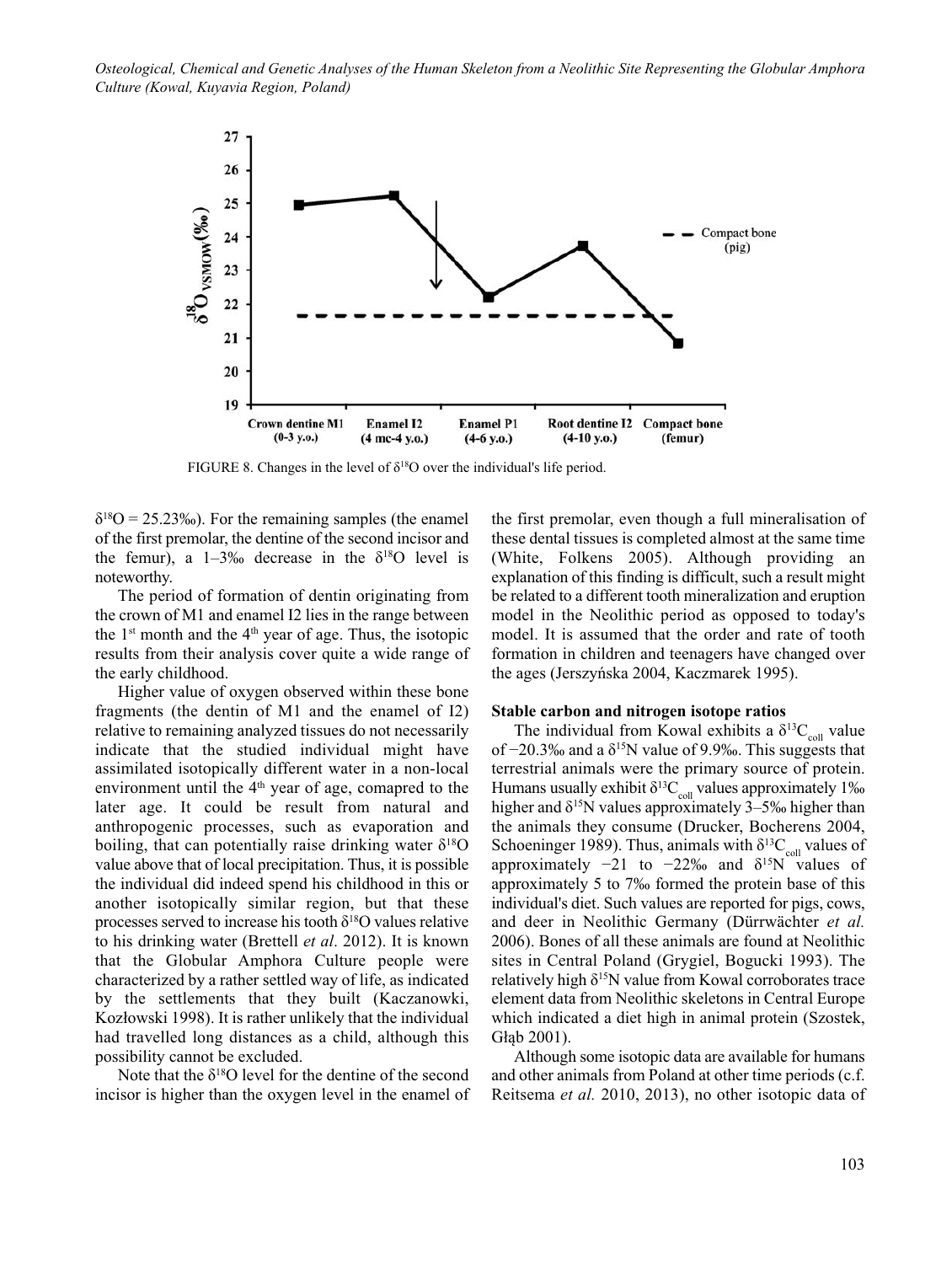FIGURE 8. Changes in the level of $\delta^{18}O$ over the individual's life period.

$\delta^{18}O$ = 25.23‰). For the remaining samples (the enamel of the first premolar, the dentine of the second incisor and the femur), a 1–3‰ decrease in the $\delta^{18}O$ level is noteworthy.

The period of formation of dentin originating from the crown of M1 and enamel I2 lies in the range between the 1st month and the 4th year of age. Thus, the isotopic results from their analysis cover quite a wide range of the early childhood.

Higher value of oxygen observed within these bone fragments (the dentin of M1 and the enamel of I2) relative to remaining analyzed tissues do not necessarily indicate that the studied individual might have assimilated isotopically different water in a non-local environment until the 4th year of age, comapred to the later age. It could be result from natural and anthropogenic processes, such as evaporation and boiling, that can potentially raise drinking water $\delta^{18}O$ value above that of local precipitation. Thus, it is possible the individual did indeed spend his childhood in this or another isotopically similar region, but that these processes served to increase his tooth $\delta^{18}O$ values relative to his drinking water (Brettell *et al*. 2012). It is known that the Globular Amphora Culture people were characterized by a rather settled way of life, as indicated by the settlements that they built (Kaczanowki, Kozłowski 1998). It is rather unlikely that the individual had travelled long distances as a child, although this possibility cannot be excluded.

Note that the $\delta^{18}O$ level for the dentine of the second incisor is higher than the oxygen level in the enamel of the first premolar, even though a full mineralisation of these dental tissues is completed almost at the same time (White, Folkens 2005). Although providing an explanation of this finding is difficult, such a result might be related to a different tooth mineralization and eruption model in the Neolithic period as opposed to today's model. It is assumed that the order and rate of tooth formation in children and teenagers have changed over the ages (Jerszyńska 2004, Kaczmarek 1995).

**Stable carbon and nitrogen isotope ratios**

The individual from Kowal exhibits a $\delta^{13}C_{coll}$ value of −20.3‰ and a $\delta^{15}N$ value of 9.9‰. This suggests that terrestrial animals were the primary source of protein. Humans usually exhibit $\delta^{13}C_{coll}$ values approximately 1‰ higher and $\delta^{15}N$ values approximately 3–5‰ higher than the animals they consume (Drucker, Bocherens 2004, Schoeninger 1989). Thus, animals with $\delta^{13}C_{coll}$ values of approximately −21 to −22‰ and $\delta^{15}N$ values of approximately 5 to 7‰ formed the protein base of this individual's diet. Such values are reported for pigs, cows, and deer in Neolithic Germany (Dürrwächter *et al.* 2006). Bones of all these animals are found at Neolithic sites in Central Poland (Grygiel, Bogucki 1993). The relatively high $\delta^{15}N$ value from Kowal corroborates trace element data from Neolithic skeletons in Central Europe which indicated a diet high in animal protein (Szostek, Głąb 2001).

Although some isotopic data are available for humans and other animals from Poland at other time periods (c.f. Reitsema *et al.* 2010, 2013), no other isotopic data of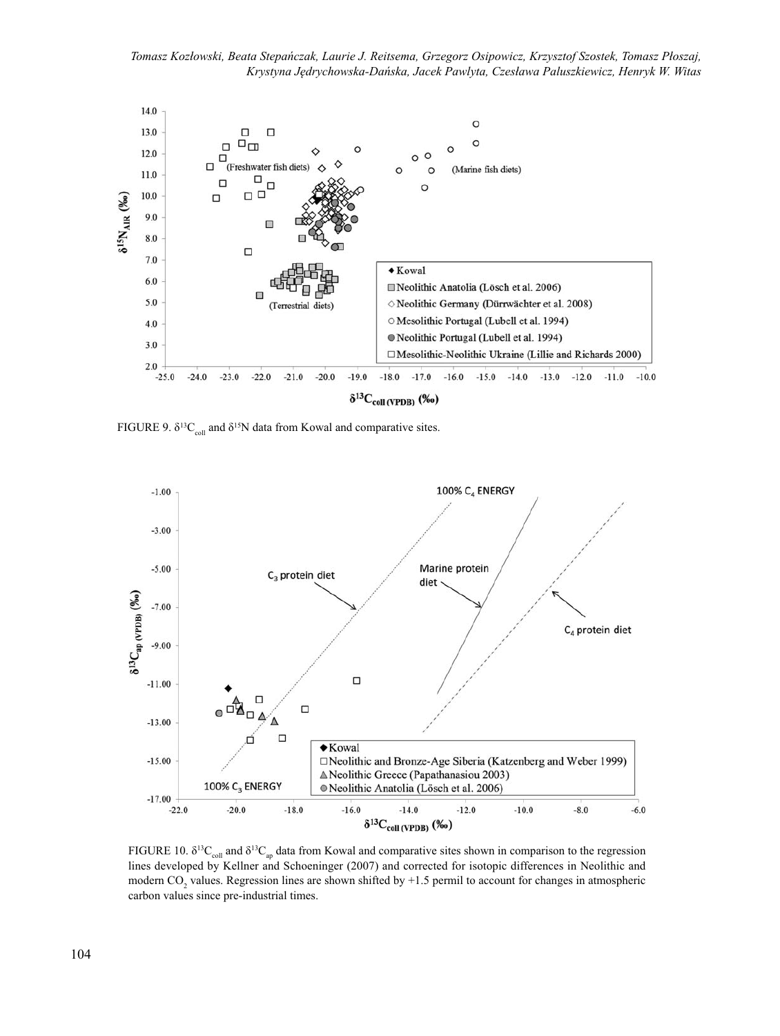FIGURE 9. $\delta^{13}C_{coll}$ and $\delta^{15}N$ data from Kowal and comparative sites.

FIGURE 10. $\delta^{13}C_{coll}$ and $\delta^{13}C_{ap}$ data from Kowal and comparative sites shown in comparison to the regression lines developed by Kellner and Schoeninger (2007) and corrected for isotopic differences in Neolithic and modern $CO_2$ values. Regression lines are shown shifted by +1.5 permil to account for changes in atmospheric carbon values since pre-industrial times.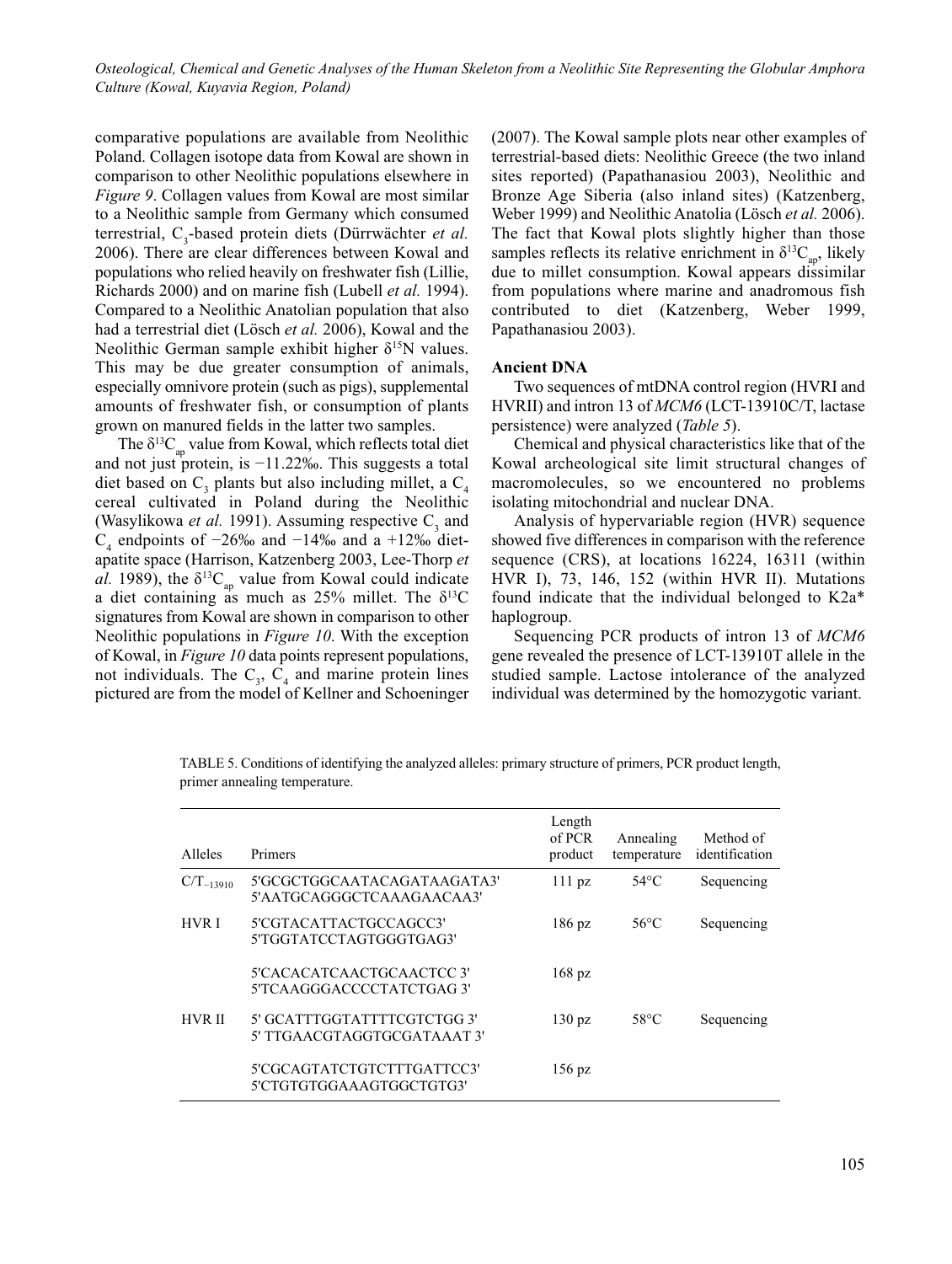comparative populations are available from Neolithic Poland. Collagen isotope data from Kowal are shown in comparison to other Neolithic populations elsewhere in *Figure 9*. Collagen values from Kowal are most similar to a Neolithic sample from Germany which consumed terrestrial, $C_3$-based protein diets (Dürrwächter *et al.* 2006). There are clear differences between Kowal and populations who relied heavily on freshwater fish (Lillie, Richards 2000) and on marine fish (Lubell *et al.* 1994). Compared to a Neolithic Anatolian population that also had a terrestrial diet (Lösch *et al.* 2006), Kowal and the Neolithic German sample exhibit higher $\delta^{15}$N values. This may be due greater consumption of animals, especially omnivore protein (such as pigs), supplemental amounts of freshwater fish, or consumption of plants grown on manured fields in the latter two samples.

The $\delta^{13}C_{ap}$ value from Kowal, which reflects total diet and not just protein, is −11.22‰. This suggests a total diet based on $C_3$ plants but also including millet, a $C_4$ cereal cultivated in Poland during the Neolithic (Wasylikowa *et al.* 1991). Assuming respective $C_3$ and $C_4$ endpoints of −26‰ and −14‰ and a +12‰ diet-apatite space (Harrison, Katzenberg 2003, Lee-Thorp *et al.* 1989), the $\delta^{13}C_{ap}$ value from Kowal could indicate a diet containing as much as 25% millet. The $\delta^{13}$C signatures from Kowal are shown in comparison to other Neolithic populations in *Figure 10*. With the exception of Kowal, in *Figure 10* data points represent populations, not individuals. The $C_3$, $C_4$ and marine protein lines pictured are from the model of Kellner and Schoeninger (2007). The Kowal sample plots near other examples of terrestrial-based diets: Neolithic Greece (the two inland sites reported) (Papathanasiou 2003), Neolithic and Bronze Age Siberia (also inland sites) (Katzenberg, Weber 1999) and Neolithic Anatolia (Lösch *et al.* 2006). The fact that Kowal plots slightly higher than those samples reflects its relative enrichment in $\delta^{13}C_{ap}$, likely due to millet consumption. Kowal appears dissimilar from populations where marine and anadromous fish contributed to diet (Katzenberg, Weber 1999, Papathanasiou 2003).

**Ancient DNA**

Two sequences of mtDNA control region (HVRI and HVRII) and intron 13 of *MCM6* (LCT-13910C/T, lactase persistence) were analyzed (*Table 5*).

Chemical and physical characteristics like that of the Kowal archeological site limit structural changes of macromolecules, so we encountered no problems isolating mitochondrial and nuclear DNA.

Analysis of hypervariable region (HVR) sequence showed five differences in comparison with the reference sequence (CRS), at locations 16224, 16311 (within HVR I), 73, 146, 152 (within HVR II). Mutations found indicate that the individual belonged to K2a* haplogroup.

Sequencing PCR products of intron 13 of *MCM6* gene revealed the presence of LCT-13910T allele in the studied sample. Lactose intolerance of the analyzed individual was determined by the homozygotic variant.

TABLE 5. Conditions of identifying the analyzed alleles: primary structure of primers, PCR product length, primer annealing temperature.

| Alleles | Primers | Length of PCR product | Annealing temperature | Method of identification |
|---|---|---|---|---|
| $C/T_{-13910}$ | 5'GCGCTGGCAATACAGATAAGATA3'<br>5'AATGCAGGGCTCAAAGAACAA3' | 111 pz | 54°C | Sequencing |
| HVR I | 5'CGTACATTACTGCCAGCC3'<br>5'TGGTATCCTAGTGGGTGAG3' | 186 pz | 56°C | Sequencing |
| | 5'CACACATCAACTGCAACTCC 3'<br>5'TCAAGGGACCCCTATCTGAG 3' | 168 pz | | |
| HVR II | 5' GCATTTGGTATTTTCGTCTGG 3'<br>5' TTGAACGTAGGTGCGATAAAT 3' | 130 pz | 58°C | Sequencing |
| | 5'CGCAGTATCTGTCTTTGATTCC3'<br>5'CTGTGTGGAAAGTGGCTGTG3' | 156 pz | | |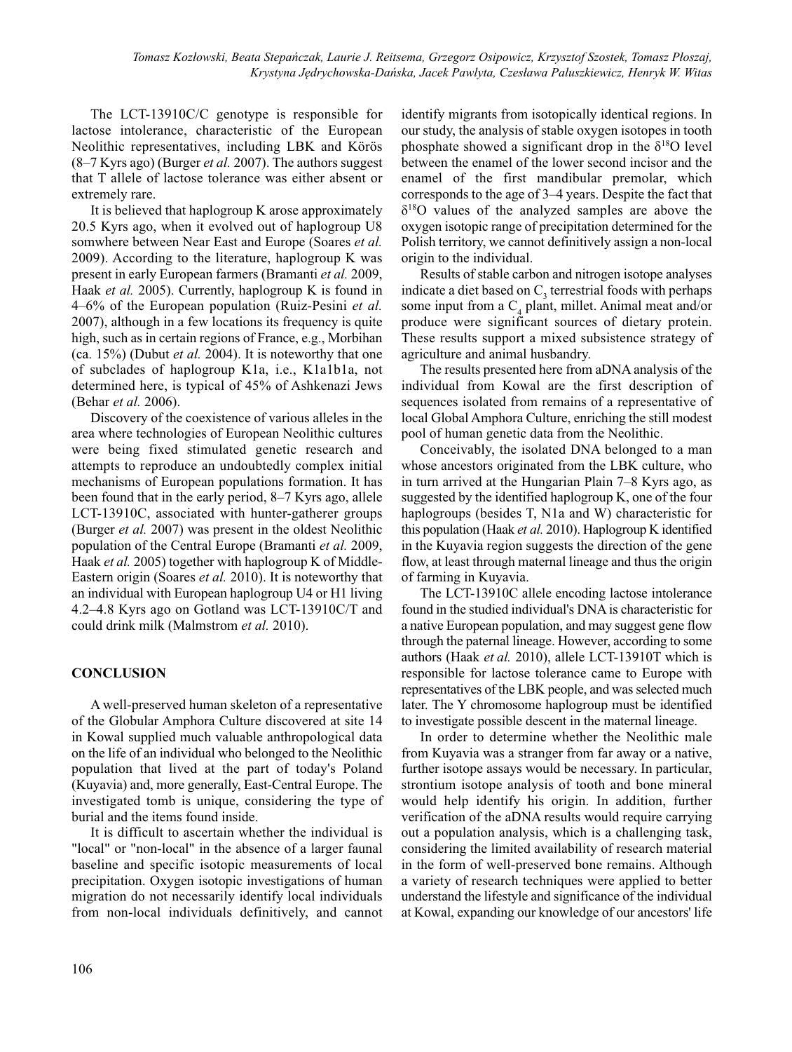The LCT-13910C/C genotype is responsible for lactose intolerance, characteristic of the European Neolithic representatives, including LBK and Körös (8–7 Kyrs ago) (Burger *et al.* 2007). The authors suggest that T allele of lactose tolerance was either absent or extremely rare.

It is believed that haplogroup K arose approximately 20.5 Kyrs ago, when it evolved out of haplogroup U8 somwhere between Near East and Europe (Soares *et al.* 2009). According to the literature, haplogroup K was present in early European farmers (Bramanti *et al.* 2009, Haak *et al.* 2005). Currently, haplogroup K is found in 4–6% of the European population (Ruiz-Pesini *et al.* 2007), although in a few locations its frequency is quite high, such as in certain regions of France, e.g., Morbihan (ca. 15%) (Dubut *et al.* 2004). It is noteworthy that one of subclades of haplogroup K1a, i.e., K1a1b1a, not determined here, is typical of 45% of Ashkenazi Jews (Behar *et al.* 2006).

Discovery of the coexistence of various alleles in the area where technologies of European Neolithic cultures were being fixed stimulated genetic research and attempts to reproduce an undoubtedly complex initial mechanisms of European populations formation. It has been found that in the early period, 8–7 Kyrs ago, allele LCT-13910C, associated with hunter-gatherer groups (Burger *et al.* 2007) was present in the oldest Neolithic population of the Central Europe (Bramanti *et al.* 2009, Haak *et al.* 2005) together with haplogroup K of Middle-Eastern origin (Soares *et al.* 2010). It is noteworthy that an individual with European haplogroup U4 or H1 living 4.2–4.8 Kyrs ago on Gotland was LCT-13910C/T and could drink milk (Malmstrom *et al.* 2010).

## CONCLUSION

A well-preserved human skeleton of a representative of the Globular Amphora Culture discovered at site 14 in Kowal supplied much valuable anthropological data on the life of an individual who belonged to the Neolithic population that lived at the part of today's Poland (Kuyavia) and, more generally, East-Central Europe. The investigated tomb is unique, considering the type of burial and the items found inside.

It is difficult to ascertain whether the individual is "local" or "non-local" in the absence of a larger faunal baseline and specific isotopic measurements of local precipitation. Oxygen isotopic investigations of human migration do not necessarily identify local individuals from non-local individuals definitively, and cannot identify migrants from isotopically identical regions. In our study, the analysis of stable oxygen isotopes in tooth phosphate showed a significant drop in the $\delta^{18}O$ level between the enamel of the lower second incisor and the enamel of the first mandibular premolar, which corresponds to the age of 3–4 years. Despite the fact that $\delta^{18}O$ values of the analyzed samples are above the oxygen isotopic range of precipitation determined for the Polish territory, we cannot definitively assign a non-local origin to the individual.

Results of stable carbon and nitrogen isotope analyses indicate a diet based on $C_3$ terrestrial foods with perhaps some input from a $C_4$ plant, millet. Animal meat and/or produce were significant sources of dietary protein. These results support a mixed subsistence strategy of agriculture and animal husbandry.

The results presented here from aDNA analysis of the individual from Kowal are the first description of sequences isolated from remains of a representative of local Global Amphora Culture, enriching the still modest pool of human genetic data from the Neolithic.

Conceivably, the isolated DNA belonged to a man whose ancestors originated from the LBK culture, who in turn arrived at the Hungarian Plain 7–8 Kyrs ago, as suggested by the identified haplogroup K, one of the four haplogroups (besides T, N1a and W) characteristic for this population (Haak *et al.* 2010). Haplogroup K identified in the Kuyavia region suggests the direction of the gene flow, at least through maternal lineage and thus the origin of farming in Kuyavia.

The LCT-13910C allele encoding lactose intolerance found in the studied individual's DNA is characteristic for a native European population, and may suggest gene flow through the paternal lineage. However, according to some authors (Haak *et al.* 2010), allele LCT-13910T which is responsible for lactose tolerance came to Europe with representatives of the LBK people, and was selected much later. The Y chromosome haplogroup must be identified to investigate possible descent in the maternal lineage.

In order to determine whether the Neolithic male from Kuyavia was a stranger from far away or a native, further isotope assays would be necessary. In particular, strontium isotope analysis of tooth and bone mineral would help identify his origin. In addition, further verification of the aDNA results would require carrying out a population analysis, which is a challenging task, considering the limited availability of research material in the form of well-preserved bone remains. Although a variety of research techniques were applied to better understand the lifestyle and significance of the individual at Kowal, expanding our knowledge of our ancestors' life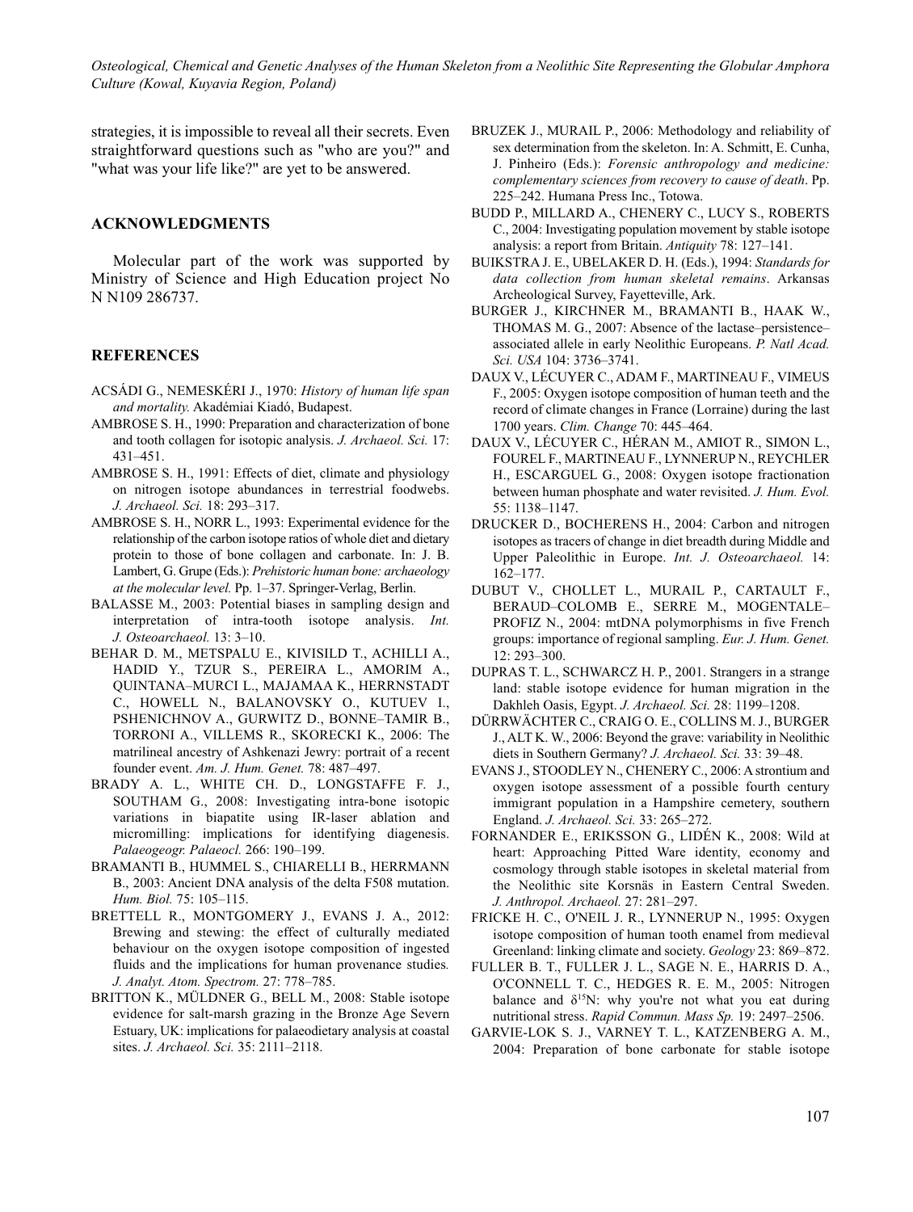strategies, it is impossible to reveal all their secrets. Even straightforward questions such as "who are you?" and "what was your life like?" are yet to be answered.

## ACKNOWLEDGMENTS

Molecular part of the work was supported by Ministry of Science and High Education project No N N109 286737.

## REFERENCES

ACSÁDI G., NEMESKÉRI J., 1970: *History of human life span and mortality.* Akadémiai Kiadó, Budapest.

AMBROSE S. H., 1990: Preparation and characterization of bone and tooth collagen for isotopic analysis. *J. Archaeol. Sci.* 17: 431–451.

AMBROSE S. H., 1991: Effects of diet, climate and physiology on nitrogen isotope abundances in terrestrial foodwebs. *J. Archaeol. Sci.* 18: 293–317.

AMBROSE S. H., NORR L., 1993: Experimental evidence for the relationship of the carbon isotope ratios of whole diet and dietary protein to those of bone collagen and carbonate. In: J. B. Lambert, G. Grupe (Eds.): *Prehistoric human bone: archaeology at the molecular level.* Pp. 1–37. Springer-Verlag, Berlin.

BALASSE M., 2003: Potential biases in sampling design and interpretation of intra-tooth isotope analysis. *Int. J. Osteoarchaeol.* 13: 3–10.

BEHAR D. M., METSPALU E., KIVISILD T., ACHILLI A., HADID Y., TZUR S., PEREIRA L., AMORIM A., QUINTANA–MURCI L., MAJAMAA K., HERRNSTADT C., HOWELL N., BALANOVSKY O., KUTUEV I., PSHENICHNOV A., GURWITZ D., BONNE–TAMIR B., TORRONI A., VILLEMS R., SKORECKI K., 2006: The matrilineal ancestry of Ashkenazi Jewry: portrait of a recent founder event. *Am. J. Hum. Genet.* 78: 487–497.

BRADY A. L., WHITE CH. D., LONGSTAFFE F. J., SOUTHAM G., 2008: Investigating intra-bone isotopic variations in biapatite using IR-laser ablation and micromilling: implications for identifying diagenesis. *Palaeogeogr. Palaeocl.* 266: 190–199.

BRAMANTI B., HUMMEL S., CHIARELLI B., HERRMANN B., 2003: Ancient DNA analysis of the delta F508 mutation. *Hum. Biol.* 75: 105–115.

BRETTELL R., MONTGOMERY J., EVANS J. A., 2012: Brewing and stewing: the effect of culturally mediated behaviour on the oxygen isotope composition of ingested fluids and the implications for human provenance studies. *J. Analyt. Atom. Spectrom.* 27: 778–785.

BRITTON K., MÜLDNER G., BELL M., 2008: Stable isotope evidence for salt-marsh grazing in the Bronze Age Severn Estuary, UK: implications for palaeodietary analysis at coastal sites. *J. Archaeol. Sci.* 35: 2111–2118.

BRUZEK J., MURAIL P., 2006: Methodology and reliability of sex determination from the skeleton. In: A. Schmitt, E. Cunha, J. Pinheiro (Eds.): *Forensic anthropology and medicine: complementary sciences from recovery to cause of death*. Pp. 225–242. Humana Press Inc., Totowa.

BUDD P., MILLARD A., CHENERY C., LUCY S., ROBERTS C., 2004: Investigating population movement by stable isotope analysis: a report from Britain. *Antiquity* 78: 127–141.

BUIKSTRA J. E., UBELAKER D. H. (Eds.), 1994: *Standards for data collection from human skeletal remains*. Arkansas Archeological Survey, Fayetteville, Ark.

BURGER J., KIRCHNER M., BRAMANTI B., HAAK W., THOMAS M. G., 2007: Absence of the lactase–persistence–associated allele in early Neolithic Europeans. *P. Natl Acad. Sci. USA* 104: 3736–3741.

DAUX V., LÉCUYER C., ADAM F., MARTINEAU F., VIMEUS F., 2005: Oxygen isotope composition of human teeth and the record of climate changes in France (Lorraine) during the last 1700 years. *Clim. Change* 70: 445–464.

DAUX V., LÉCUYER C., HÉRAN M., AMIOT R., SIMON L., FOUREL F., MARTINEAU F., LYNNERUP N., REYCHLER H., ESCARGUEL G., 2008: Oxygen isotope fractionation between human phosphate and water revisited. *J. Hum. Evol.* 55: 1138–1147.

DRUCKER D., BOCHERENS H., 2004: Carbon and nitrogen isotopes as tracers of change in diet breadth during Middle and Upper Paleolithic in Europe. *Int. J. Osteoarchaeol.* 14: 162–177.

DUBUT V., CHOLLET L., MURAIL P., CARTAULT F., BERAUD–COLOMB E., SERRE M., MOGENTALE–PROFIZ N., 2004: mtDNA polymorphisms in five French groups: importance of regional sampling. *Eur. J. Hum. Genet.* 12: 293–300.

DUPRAS T. L., SCHWARCZ H. P., 2001. Strangers in a strange land: stable isotope evidence for human migration in the Dakhleh Oasis, Egypt. *J. Archaeol. Sci.* 28: 1199–1208.

DÜRRWÄCHTER C., CRAIG O. E., COLLINS M. J., BURGER J., ALT K. W., 2006: Beyond the grave: variability in Neolithic diets in Southern Germany? *J. Archaeol. Sci.* 33: 39–48.

EVANS J., STOODLEY N., CHENERY C., 2006: A strontium and oxygen isotope assessment of a possible fourth century immigrant population in a Hampshire cemetery, southern England. *J. Archaeol. Sci.* 33: 265–272.

FORNANDER E., ERIKSSON G., LIDÉN K., 2008: Wild at heart: Approaching Pitted Ware identity, economy and cosmology through stable isotopes in skeletal material from the Neolithic site Korsnäs in Eastern Central Sweden. *J. Anthropol. Archaeol.* 27: 281–297.

FRICKE H. C., O'NEIL J. R., LYNNERUP N., 1995: Oxygen isotope composition of human tooth enamel from medieval Greenland: linking climate and society. *Geology* 23: 869–872.

FULLER B. T., FULLER J. L., SAGE N. E., HARRIS D. A., O'CONNELL T. C., HEDGES R. E. M., 2005: Nitrogen balance and $\delta^{15}$N: why you're not what you eat during nutritional stress. *Rapid Commun. Mass Sp.* 19: 2497–2506.

GARVIE-LOK S. J., VARNEY T. L., KATZENBERG A. M., 2004: Preparation of bone carbonate for stable isotope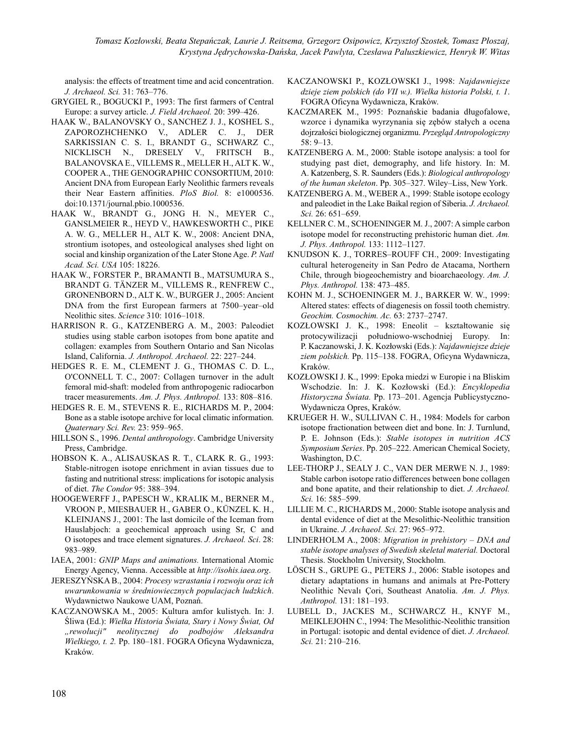analysis: the effects of treatment time and acid concentration. *J. Archaeol. Sci.* 31: 763–776.

GRYGIEL R., BOGUCKI P., 1993: The first farmers of Central Europe: a survey article. *J. Field Archaeol.* 20: 399–426.

HAAK W., BALANOVSKY O., SANCHEZ J. J., KOSHEL S., ZAPOROZHCHENKO V., ADLER C. J., DER SARKISSIAN C. S. I., BRANDT G., SCHWARZ C., NICKLISCH N., DRESELY V., FRITSCH B., BALANOVSKA E., VILLEMS R., MELLER H., ALT K. W., COOPER A., THE GENOGRAPHIC CONSORTIUM, 2010: Ancient DNA from European Early Neolithic farmers reveals their Near Eastern affinities. *PloS Biol.* 8: e1000536. doi:10.1371/journal.pbio.1000536.

HAAK W., BRANDT G., JONG H. N., MEYER C., GANSLMEIER R., HEYD V., HAWKESWORTH C., PIKE A. W. G., MELLER H., ALT K. W., 2008: Ancient DNA, strontium isotopes, and osteological analyses shed light on social and kinship organization of the Later Stone Age. *P. Natl Acad. Sci. USA* 105: 18226.

HAAK W., FORSTER P., BRAMANTI B., MATSUMURA S., BRANDT G. TÄNZER M., VILLEMS R., RENFREW C., GRONENBORN D., ALT K. W., BURGER J., 2005: Ancient DNA from the first European farmers at 7500–year–old Neolithic sites. *Science* 310: 1016–1018.

HARRISON R. G., KATZENBERG A. M., 2003: Paleodiet studies using stable carbon isotopes from bone apatite and collagen: examples from Southern Ontario and San Nicolas Island, California. *J. Anthropol. Archaeol.* 22: 227–244.

HEDGES R. E. M., CLEMENT J. G., THOMAS C. D. L., O'CONNELL T. C., 2007: Collagen turnover in the adult femoral mid-shaft: modeled from anthropogenic radiocarbon tracer measurements. *Am. J. Phys. Anthropol.* 133: 808–816.

HEDGES R. E. M., STEVENS R. E., RICHARDS M. P., 2004: Bone as a stable isotope archive for local climatic information. *Quaternary Sci. Rev.* 23: 959–965.

HILLSON S., 1996. *Dental anthropology*. Cambridge University Press, Cambridge.

HOBSON K. A., ALISAUSKAS R. T., CLARK R. G., 1993: Stable-nitrogen isotope enrichment in avian tissues due to fasting and nutritional stress: implications for isotopic analysis of diet. *The Condor* 95: 388–394.

HOOGEWERFF J., PAPESCH W., KRALIK M., BERNER M., VROON P., MIESBAUER H., GABER O., KÜNZEL K. H., KLEINJANS J., 2001: The last domicile of the Iceman from Hauslabjoch: a geochemical approach using Sr, C and O isotopes and trace element signatures. *J. Archaeol. Sci*. 28: 983–989.

IAEA, 2001: *GNIP Maps and animations.* International Atomic Energy Agency, Vienna. Accessible at *http://isohis.iaea.org*.

JERESZYŃSKA B., 2004: *Procesy wzrastania i rozwoju oraz ich uwarunkowania w średniowiecznych populacjach ludzkich*. Wydawnictwo Naukowe UAM, Poznań.

KACZANOWSKA M., 2005: Kultura amfor kulistych. In: J. Śliwa (Ed.): *Wielka Historia Świata, Stary i Nowy Świat, Od „rewolucji" neolitycznej do podbojów Aleksandra Wielkiego, t. 2.* Pp. 180–181. FOGRA Oficyna Wydawnicza, Kraków.

KACZANOWSKI P., KOZŁOWSKI J., 1998: *Najdawniejsze dzieje ziem polskich (do VII w.). Wielka historia Polski, t. 1*. FOGRA Oficyna Wydawnicza, Kraków.

KACZMAREK M., 1995: Poznańskie badania długofalowe, wzorce i dynamika wyrzynania się zębów stałych a ocena dojrzałości biologicznej organizmu. *Przegląd Antropologiczny* 58: 9–13.

KATZENBERG A. M., 2000: Stable isotope analysis: a tool for studying past diet, demography, and life history. In: M. A. Katzenberg, S. R. Saunders (Eds.): *Biological anthropology of the human skeleton*. Pp. 305–327. Wiley–Liss, New York.

KATZENBERG A. M., WEBER A., 1999: Stable isotope ecology and paleodiet in the Lake Baikal region of Siberia. *J. Archaeol. Sci.* 26: 651–659.

KELLNER C. M., SCHOENINGER M. J., 2007: A simple carbon isotope model for reconstructing prehistoric human diet. *Am. J. Phys. Anthropol.* 133: 1112–1127.

KNUDSON K. J., TORRES–ROUFF CH., 2009: Investigating cultural heterogeneity in San Pedro de Atacama, Northern Chile, through biogeochemistry and bioarchaeology. *Am. J. Phys. Anthropol.* 138: 473–485.

KOHN M. J., SCHOENINGER M. J., BARKER W. W., 1999: Altered states: effects of diagenesis on fossil tooth chemistry. *Geochim. Cosmochim. Ac.* 63: 2737–2747.

KOZŁOWSKI J. K., 1998: Eneolit – kształtowanie się protocywilizacji południowo-wschodniej Europy. In: P. Kaczanowski, J. K. Kozłowski (Eds.): *Najdawniejsze dzieje ziem polskich.* Pp. 115–138. FOGRA, Oficyna Wydawnicza, Kraków.

KOZŁOWSKI J. K., 1999: Epoka miedzi w Europie i na Bliskim Wschodzie. In: J. K. Kozłowski (Ed.): *Encyklopedia Historyczna Świata.* Pp. 173–201. Agencja Publicystyczno-Wydawnicza Opres, Kraków.

KRUEGER H. W., SULLIVAN C. H., 1984: Models for carbon isotope fractionation between diet and bone. In: J. Turnlund, P. E. Johnson (Eds.): *Stable isotopes in nutrition ACS Symposium Series*. Pp. 205–222. American Chemical Society, Washington, D.C.

LEE-THORP J., SEALY J. C., VAN DER MERWE N. J., 1989: Stable carbon isotope ratio differences between bone collagen and bone apatite, and their relationship to diet. *J. Archaeol. Sci.* 16: 585–599.

LILLIE M. C., RICHARDS M., 2000: Stable isotope analysis and dental evidence of diet at the Mesolithic-Neolithic transition in Ukraine. *J. Archaeol. Sci.* 27: 965–972.

LINDERHOLM A., 2008: *Migration in prehistory – DNA and stable isotope analyses of Swedish skeletal material.* Doctoral Thesis. Stockholm University, Stockholm.

LÖSCH S., GRUPE G., PETERS J., 2006: Stable isotopes and dietary adaptations in humans and animals at Pre-Pottery Neolithic Nevalı Çori, Southeast Anatolia. *Am. J. Phys. Anthropol.* 131: 181–193.

LUBELL D., JACKES M., SCHWARCZ H., KNYF M., MEIKLEJOHN C., 1994: The Mesolithic-Neolithic transition in Portugal: isotopic and dental evidence of diet. *J. Archaeol. Sci.* 21: 210–216.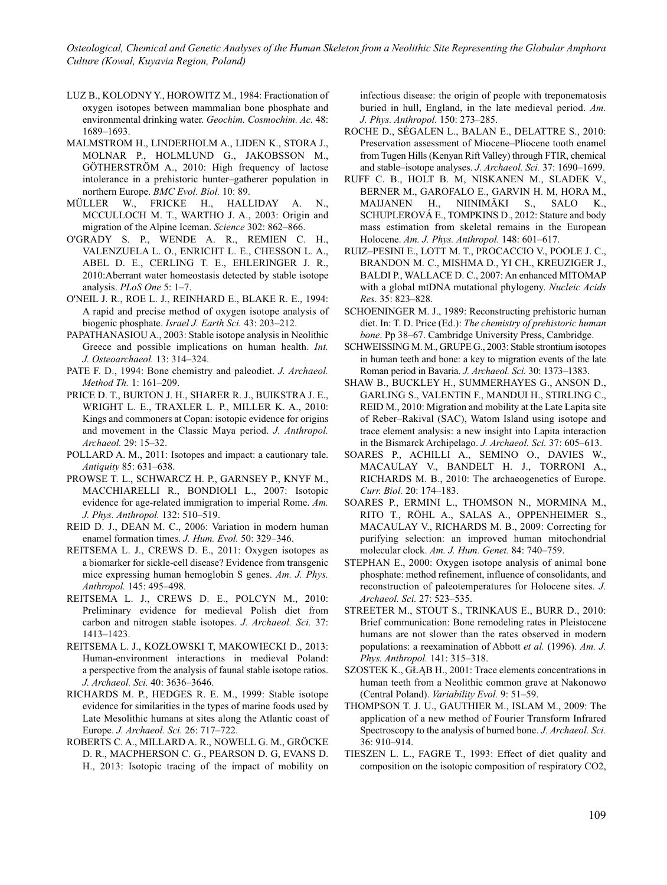LUZ B., KOLODNY Y., HOROWITZ M., 1984: Fractionation of oxygen isotopes between mammalian bone phosphate and environmental drinking water. *Geochim. Cosmochim. Ac.* 48: 1689–1693.

MALMSTROM H., LINDERHOLM A., LIDEN K., STORA J., MOLNAR P., HOLMLUND G., JAKOBSSON M., GÖTHERSTRÖM A., 2010: High frequency of lactose intolerance in a prehistoric hunter–gatherer population in northern Europe. *BMC Evol. Biol.* 10: 89.

MÜLLER W., FRICKE H., HALLIDAY A. N., MCCULLOCH M. T., WARTHO J. A., 2003: Origin and migration of the Alpine Iceman. *Science* 302: 862–866.

O'GRADY S. P., WENDE A. R., REMIEN C. H., VALENZUELA L. O., ENRICHT L. E., CHESSON L. A., ABEL D. E., CERLING T. E., EHLERINGER J. R., 2010:Aberrant water homeostasis detected by stable isotope analysis. *PLoS One* 5: 1–7.

O'NEIL J. R., ROE L. J., REINHARD E., BLAKE R. E., 1994: A rapid and precise method of oxygen isotope analysis of biogenic phosphate. *Israel J. Earth Sci.* 43: 203–212.

PAPATHANASIOU A., 2003: Stable isotope analysis in Neolithic Greece and possible implications on human health. *Int. J. Osteoarchaeol.* 13: 314–324.

PATE F. D., 1994: Bone chemistry and paleodiet. *J. Archaeol. Method Th.* 1: 161–209.

PRICE D. T., BURTON J. H., SHARER R. J., BUIKSTRA J. E., WRIGHT L. E., TRAXLER L. P., MILLER K. A., 2010: Kings and commoners at Copan: isotopic evidence for origins and movement in the Classic Maya period. *J. Anthropol. Archaeol.* 29: 15–32.

POLLARD A. M., 2011: Isotopes and impact: a cautionary tale. *Antiquity* 85: 631–638.

PROWSE T. L., SCHWARCZ H. P., GARNSEY P., KNYF M., MACCHIARELLI R., BONDIOLI L., 2007: Isotopic evidence for age-related immigration to imperial Rome. *Am. J. Phys. Anthropol.* 132: 510–519.

REID D. J., DEAN M. C., 2006: Variation in modern human enamel formation times. *J. Hum. Evol.* 50: 329–346.

REITSEMA L. J., CREWS D. E., 2011: Oxygen isotopes as a biomarker for sickle-cell disease? Evidence from transgenic mice expressing human hemoglobin S genes. *Am. J. Phys. Anthropol.* 145: 495–498.

REITSEMA L. J., CREWS D. E., POLCYN M., 2010: Preliminary evidence for medieval Polish diet from carbon and nitrogen stable isotopes. *J. Archaeol. Sci.* 37: 1413–1423.

REITSEMA L. J., KOZŁOWSKI T, MAKOWIECKI D., 2013: Human-environment interactions in medieval Poland: a perspective from the analysis of faunal stable isotope ratios. *J. Archaeol. Sci.* 40: 3636–3646.

RICHARDS M. P., HEDGES R. E. M., 1999: Stable isotope evidence for similarities in the types of marine foods used by Late Mesolithic humans at sites along the Atlantic coast of Europe. *J. Archaeol. Sci.* 26: 717–722.

ROBERTS C. A., MILLARD A. R., NOWELL G. M., GRÖCKE D. R., MACPHERSON C. G., PEARSON D. G, EVANS D. H., 2013: Isotopic tracing of the impact of mobility on infectious disease: the origin of people with treponematosis buried in hull, England, in the late medieval period. *Am. J. Phys. Anthropol.* 150: 273–285.

ROCHE D., SÉGALEN L., BALAN E., DELATTRE S., 2010: Preservation assessment of Miocene–Pliocene tooth enamel from Tugen Hills (Kenyan Rift Valley) through FTIR, chemical and stable–isotope analyses. *J. Archaeol. Sci.* 37: 1690–1699.

RUFF C. B., HOLT B. M, NISKANEN M., SLADEK V., BERNER M., GAROFALO E., GARVIN H. M, HORA M., MAIJANEN H., NIINIMÄKI S., SALO K., SCHUPLEROVÁ E., TOMPKINS D., 2012: Stature and body mass estimation from skeletal remains in the European Holocene. *Am. J. Phys. Anthropol.* 148: 601–617.

RUIZ–PESINI E., LOTT M. T., PROCACCIO V., POOLE J. C., BRANDON M. C., MISHMA D., YI CH., KREUZIGER J., BALDI P., WALLACE D. C., 2007: An enhanced MITOMAP with a global mtDNA mutational phylogeny. *Nucleic Acids Res.* 35: 823–828.

SCHOENINGER M. J., 1989: Reconstructing prehistoric human diet. In: T. D. Price (Ed.): *The chemistry of prehistoric human bone*. Pp 38–67. Cambridge University Press, Cambridge.

SCHWEISSING M. M., GRUPE G., 2003: Stable strontium isotopes in human teeth and bone: a key to migration events of the late Roman period in Bavaria. *J. Archaeol. Sci.* 30: 1373–1383.

SHAW B., BUCKLEY H., SUMMERHAYES G., ANSON D., GARLING S., VALENTIN F., MANDUI H., STIRLING C., REID M., 2010: Migration and mobility at the Late Lapita site of Reber–Rakival (SAC), Watom Island using isotope and trace element analysis: a new insight into Lapita interaction in the Bismarck Archipelago. *J. Archaeol. Sci.* 37: 605–613.

SOARES P., ACHILLI A., SEMINO O., DAVIES W., MACAULAY V., BANDELT H. J., TORRONI A., RICHARDS M. B., 2010: The archaeogenetics of Europe. *Curr. Biol.* 20: 174–183.

SOARES P., ERMINI L., THOMSON N., MORMINA M., RITO T., RÖHL A., SALAS A., OPPENHEIMER S., MACAULAY V., RICHARDS M. B., 2009: Correcting for purifying selection: an improved human mitochondrial molecular clock. *Am. J. Hum. Genet.* 84: 740–759.

STEPHAN E., 2000: Oxygen isotope analysis of animal bone phosphate: method refinement, influence of consolidants, and reconstruction of paleotemperatures for Holocene sites. *J. Archaeol. Sci.* 27: 523–535.

STREETER M., STOUT S., TRINKAUS E., BURR D., 2010: Brief communication: Bone remodeling rates in Pleistocene humans are not slower than the rates observed in modern populations: a reexamination of Abbott *et al.* (1996). *Am. J. Phys. Anthropol.* 141: 315–318.

SZOSTEK K., GŁĄB H., 2001: Trace elements concentrations in human teeth from a Neolithic common grave at Nakonowo (Central Poland). *Variability Evol.* 9: 51–59.

THOMPSON T. J. U., GAUTHIER M., ISLAM M., 2009: The application of a new method of Fourier Transform Infrared Spectroscopy to the analysis of burned bone. *J. Archaeol. Sci.* 36: 910–914.

TIESZEN L. L., FAGRE T., 1993: Effect of diet quality and composition on the isotopic composition of respiratory CO2,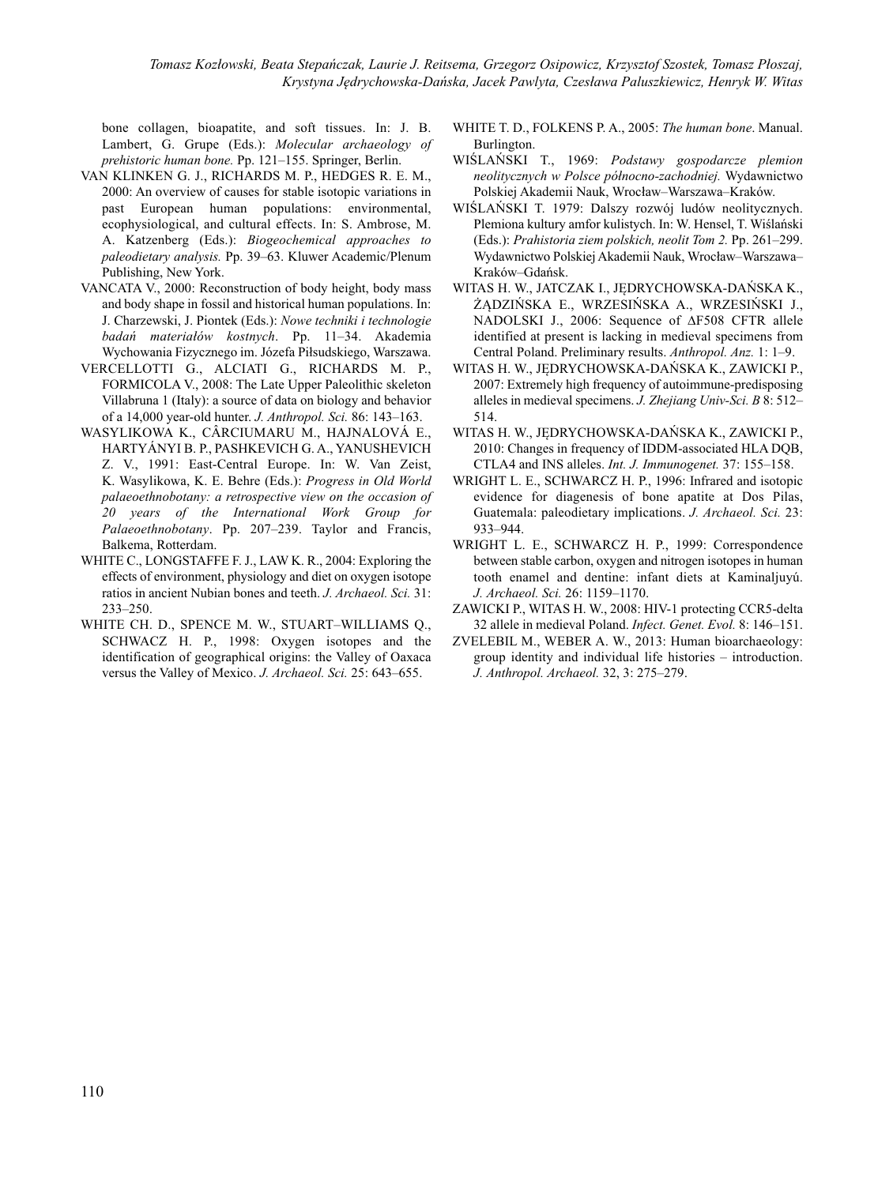bone collagen, bioapatite, and soft tissues. In: J. B. Lambert, G. Grupe (Eds.): *Molecular archaeology of prehistoric human bone.* Pp. 121–155. Springer, Berlin.

VAN KLINKEN G. J., RICHARDS M. P., HEDGES R. E. M., 2000: An overview of causes for stable isotopic variations in past European human populations: environmental, ecophysiological, and cultural effects. In: S. Ambrose, M. A. Katzenberg (Eds.): *Biogeochemical approaches to paleodietary analysis.* Pp. 39–63. Kluwer Academic/Plenum Publishing, New York.

VANCATA V., 2000: Reconstruction of body height, body mass and body shape in fossil and historical human populations. In: J. Charzewski, J. Piontek (Eds.): *Nowe techniki i technologie badań materiałów kostnych*. Pp. 11–34. Akademia Wychowania Fizycznego im. Józefa Piłsudskiego, Warszawa.

VERCELLOTTI G., ALCIATI G., RICHARDS M. P., FORMICOLA V., 2008: The Late Upper Paleolithic skeleton Villabruna 1 (Italy): a source of data on biology and behavior of a 14,000 year-old hunter. *J. Anthropol. Sci.* 86: 143–163.

WASYLIKOWA K., CÂRCIUMARU M., HAJNALOVÁ E., HARTYÁNYI B. P., PASHKEVICH G. A., YANUSHEVICH Z. V., 1991: East-Central Europe. In: W. Van Zeist, K. Wasylikowa, K. E. Behre (Eds.): *Progress in Old World palaeoethnobotany: a retrospective view on the occasion of 20 years of the International Work Group for Palaeoethnobotany*. Pp. 207–239. Taylor and Francis, Balkema, Rotterdam.

WHITE C., LONGSTAFFE F. J., LAW K. R., 2004: Exploring the effects of environment, physiology and diet on oxygen isotope ratios in ancient Nubian bones and teeth. *J. Archaeol. Sci.* 31: 233–250.

WHITE CH. D., SPENCE M. W., STUART–WILLIAMS Q., SCHWACZ H. P., 1998: Oxygen isotopes and the identification of geographical origins: the Valley of Oaxaca versus the Valley of Mexico. *J. Archaeol. Sci.* 25: 643–655.

WHITE T. D., FOLKENS P. A., 2005: *The human bone*. Manual. Burlington.

WIŚLAŃSKI T., 1969: *Podstawy gospodarcze plemion neolitycznych w Polsce północno-zachodniej.* Wydawnictwo Polskiej Akademii Nauk, Wrocław–Warszawa–Kraków.

WIŚLAŃSKI T. 1979: Dalszy rozwój ludów neolitycznych. Plemiona kultury amfor kulistych. In: W. Hensel, T. Wiślański (Eds.): *Prahistoria ziem polskich, neolit Tom 2.* Pp. 261–299. Wydawnictwo Polskiej Akademii Nauk, Wrocław–Warszawa–Kraków–Gdańsk.

WITAS H. W., JATCZAK I., JĘDRYCHOWSKA-DAŃSKA K., ŻĄDZIŃSKA E., WRZESIŃSKA A., WRZESIŃSKI J., NADOLSKI J., 2006: Sequence of ΔF508 CFTR allele identified at present is lacking in medieval specimens from Central Poland. Preliminary results. *Anthropol. Anz.* 1: 1–9.

WITAS H. W., JĘDRYCHOWSKA-DAŃSKA K., ZAWICKI P., 2007: Extremely high frequency of autoimmune-predisposing alleles in medieval specimens. *J. Zhejiang Univ-Sci. B* 8: 512–514.

WITAS H. W., JĘDRYCHOWSKA-DAŃSKA K., ZAWICKI P., 2010: Changes in frequency of IDDM-associated HLA DQB, CTLA4 and INS alleles. *Int. J. Immunogenet.* 37: 155–158.

WRIGHT L. E., SCHWARCZ H. P., 1996: Infrared and isotopic evidence for diagenesis of bone apatite at Dos Pilas, Guatemala: paleodietary implications. *J. Archaeol. Sci.* 23: 933–944.

WRIGHT L. E., SCHWARCZ H. P., 1999: Correspondence between stable carbon, oxygen and nitrogen isotopes in human tooth enamel and dentine: infant diets at Kaminaljuyú. *J. Archaeol. Sci.* 26: 1159–1170.

ZAWICKI P., WITAS H. W., 2008: HIV-1 protecting CCR5-delta 32 allele in medieval Poland. *Infect. Genet. Evol.* 8: 146–151.

ZVELEBIL M., WEBER A. W., 2013: Human bioarchaeology: group identity and individual life histories – introduction. *J. Anthropol. Archaeol.* 32, 3: 275–279.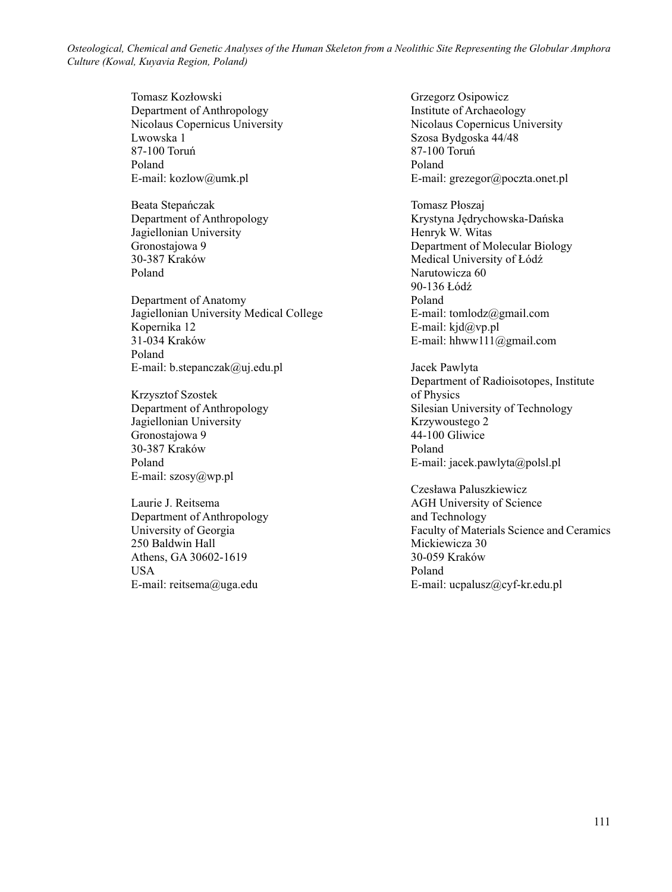Tomasz Kozłowski
Department of Anthropology
Nicolaus Copernicus University
Lwowska 1
87-100 Toruń
Poland
E-mail: kozlow@umk.pl

Beata Stepańczak
Department of Anthropology
Jagiellonian University
Gronostajowa 9
30-387 Kraków
Poland

Department of Anatomy
Jagiellonian University Medical College
Kopernika 12
31-034 Kraków
Poland
E-mail: b.stepanczak@uj.edu.pl

Krzysztof Szostek
Department of Anthropology
Jagiellonian University
Gronostajowa 9
30-387 Kraków
Poland
E-mail: szosy@wp.pl

Laurie J. Reitsema
Department of Anthropology
University of Georgia
250 Baldwin Hall
Athens, GA 30602-1619
USA
E-mail: reitsema@uga.edu

Grzegorz Osipowicz
Institute of Archaeology
Nicolaus Copernicus University
Szosa Bydgoska 44/48
87-100 Toruń
Poland
E-mail: grezegor@poczta.onet.pl

Tomasz Płoszaj
Krystyna Jędrychowska-Dańska
Henryk W. Witas
Department of Molecular Biology
Medical University of Łódź
Narutowicza 60
90-136 Łódź
Poland
E-mail: tomlodz@gmail.com
E-mail: kjd@vp.pl
E-mail: hhww111@gmail.com

Jacek Pawlyta
Department of Radioisotopes, Institute of Physics
Silesian University of Technology
Krzywoustego 2
44-100 Gliwice
Poland
E-mail: jacek.pawlyta@polsl.pl

Czesława Paluszkiewicz
AGH University of Science and Technology
Faculty of Materials Science and Ceramics
Mickiewicza 30
30-059 Kraków
Poland
E-mail: ucpalusz@cyf-kr.edu.pl